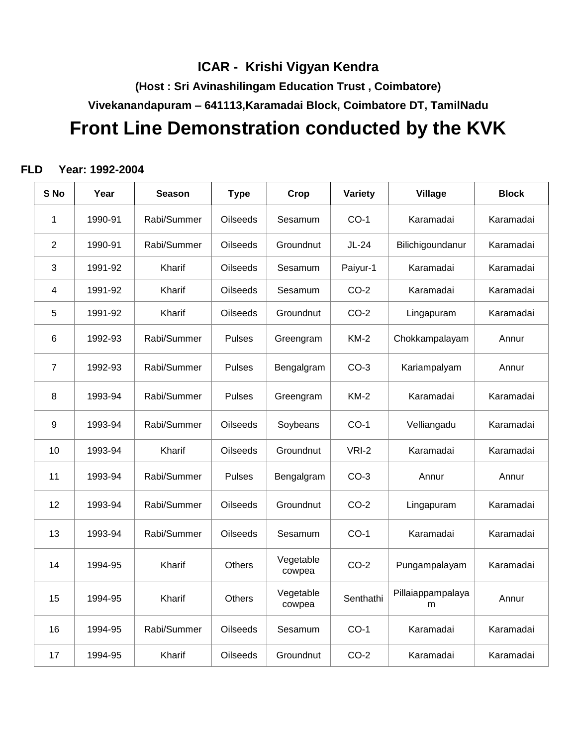**ICAR - Krishi Vigyan Kendra**

**(Host : Sri Avinashilingam Education Trust , Coimbatore)**

**Vivekanandapuram – 641113,Karamadai Block, Coimbatore DT, TamilNadu**

# Front Line Demonstration conducted by the KVK

**FLD Year: 1992-2004**

| S No | Year | Season | Type | Crop | Variety | Village | Block |
|---|---|---|---|---|---|---|---|
| 1 | 1990-91 | Rabi/Summer | Oilseeds | Sesamum | CO-1 | Karamadai | Karamadai |
| 2 | 1990-91 | Rabi/Summer | Oilseeds | Groundnut | JL-24 | Bilichigoundanur | Karamadai |
| 3 | 1991-92 | Kharif | Oilseeds | Sesamum | Paiyur-1 | Karamadai | Karamadai |
| 4 | 1991-92 | Kharif | Oilseeds | Sesamum | CO-2 | Karamadai | Karamadai |
| 5 | 1991-92 | Kharif | Oilseeds | Groundnut | CO-2 | Lingapuram | Karamadai |
| 6 | 1992-93 | Rabi/Summer | Pulses | Greengram | KM-2 | Chokkampalayam | Annur |
| 7 | 1992-93 | Rabi/Summer | Pulses | Bengalgram | CO-3 | Kariampalyam | Annur |
| 8 | 1993-94 | Rabi/Summer | Pulses | Greengram | KM-2 | Karamadai | Karamadai |
| 9 | 1993-94 | Rabi/Summer | Oilseeds | Soybeans | CO-1 | Velliangadu | Karamadai |
| 10 | 1993-94 | Kharif | Oilseeds | Groundnut | VRI-2 | Karamadai | Karamadai |
| 11 | 1993-94 | Rabi/Summer | Pulses | Bengalgram | CO-3 | Annur | Annur |
| 12 | 1993-94 | Rabi/Summer | Oilseeds | Groundnut | CO-2 | Lingapuram | Karamadai |
| 13 | 1993-94 | Rabi/Summer | Oilseeds | Sesamum | CO-1 | Karamadai | Karamadai |
| 14 | 1994-95 | Kharif | Others | Vegetable cowpea | CO-2 | Pungampalayam | Karamadai |
| 15 | 1994-95 | Kharif | Others | Vegetable cowpea | Senthathi | Pillaiappampalayam | Annur |
| 16 | 1994-95 | Rabi/Summer | Oilseeds | Sesamum | CO-1 | Karamadai | Karamadai |
| 17 | 1994-95 | Kharif | Oilseeds | Groundnut | CO-2 | Karamadai | Karamadai |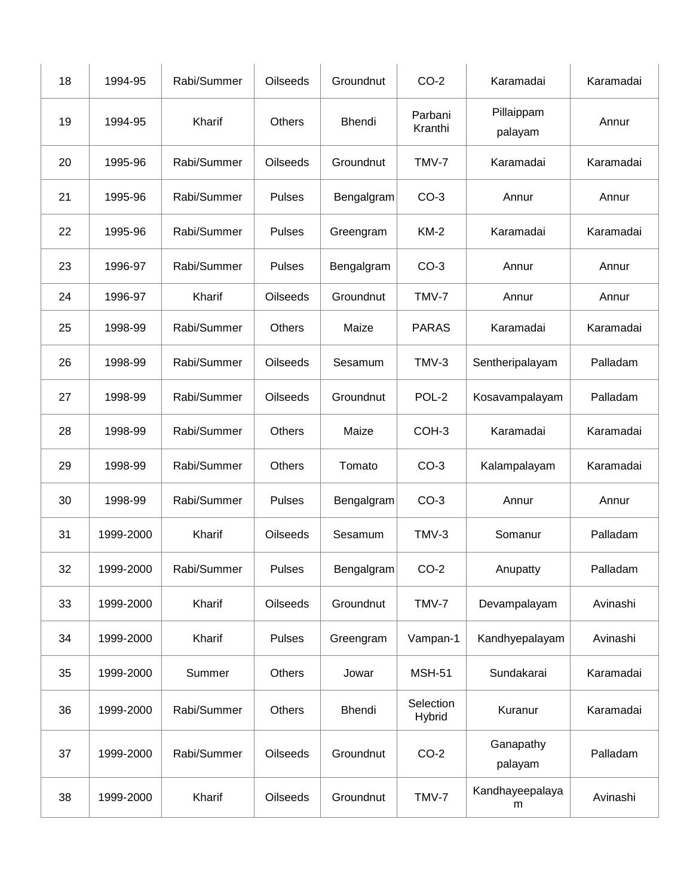| 18 | 1994-95 | Rabi/Summer | Oilseeds | Groundnut | CO-2 | Karamadai | Karamadai |
|---|---|---|---|---|---|---|---|
| 19 | 1994-95 | Kharif | Others | Bhendi | Parbani Kranthi | Pillaippam palayam | Annur |
| 20 | 1995-96 | Rabi/Summer | Oilseeds | Groundnut | TMV-7 | Karamadai | Karamadai |
| 21 | 1995-96 | Rabi/Summer | Pulses | Bengalgram | CO-3 | Annur | Annur |
| 22 | 1995-96 | Rabi/Summer | Pulses | Greengram | KM-2 | Karamadai | Karamadai |
| 23 | 1996-97 | Rabi/Summer | Pulses | Bengalgram | CO-3 | Annur | Annur |
| 24 | 1996-97 | Kharif | Oilseeds | Groundnut | TMV-7 | Annur | Annur |
| 25 | 1998-99 | Rabi/Summer | Others | Maize | PARAS | Karamadai | Karamadai |
| 26 | 1998-99 | Rabi/Summer | Oilseeds | Sesamum | TMV-3 | Sentheripalayam | Palladam |
| 27 | 1998-99 | Rabi/Summer | Oilseeds | Groundnut | POL-2 | Kosavampalayam | Palladam |
| 28 | 1998-99 | Rabi/Summer | Others | Maize | COH-3 | Karamadai | Karamadai |
| 29 | 1998-99 | Rabi/Summer | Others | Tomato | CO-3 | Kalampalayam | Karamadai |
| 30 | 1998-99 | Rabi/Summer | Pulses | Bengalgram | CO-3 | Annur | Annur |
| 31 | 1999-2000 | Kharif | Oilseeds | Sesamum | TMV-3 | Somanur | Palladam |
| 32 | 1999-2000 | Rabi/Summer | Pulses | Bengalgram | CO-2 | Anupatty | Palladam |
| 33 | 1999-2000 | Kharif | Oilseeds | Groundnut | TMV-7 | Devampalayam | Avinashi |
| 34 | 1999-2000 | Kharif | Pulses | Greengram | Vampan-1 | Kandhyepalayam | Avinashi |
| 35 | 1999-2000 | Summer | Others | Jowar | MSH-51 | Sundakarai | Karamadai |
| 36 | 1999-2000 | Rabi/Summer | Others | Bhendi | Selection Hybrid | Kuranur | Karamadai |
| 37 | 1999-2000 | Rabi/Summer | Oilseeds | Groundnut | CO-2 | Ganapathy palayam | Palladam |
| 38 | 1999-2000 | Kharif | Oilseeds | Groundnut | TMV-7 | Kandhayeepalayam | Avinashi |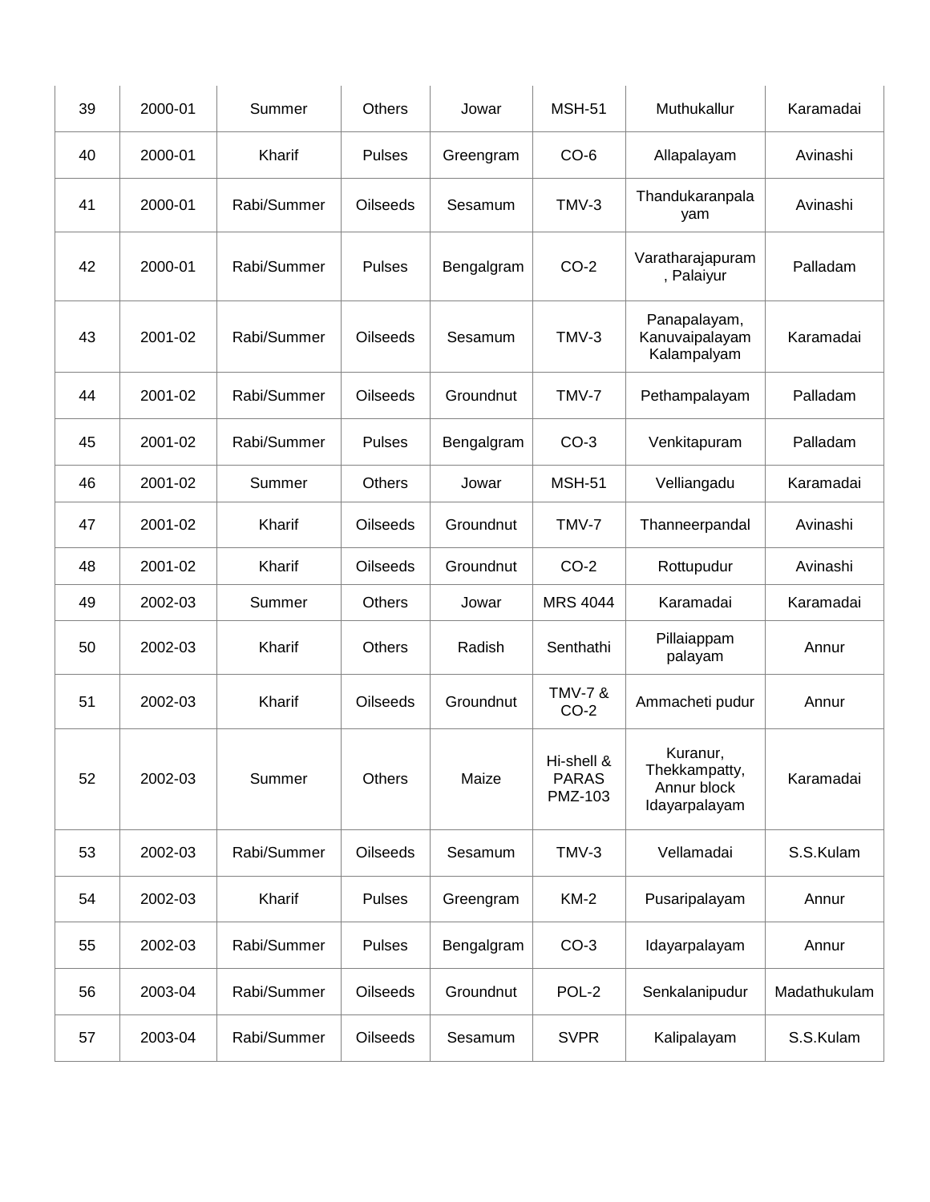| 39 | 2000-01 | Summer | Others | Jowar | MSH-51 | Muthukallur | Karamadai |
|---|---|---|---|---|---|---|---|
| 40 | 2000-01 | Kharif | Pulses | Greengram | CO-6 | Allapalayam | Avinashi |
| 41 | 2000-01 | Rabi/Summer | Oilseeds | Sesamum | TMV-3 | Thandukaranpalayam | Avinashi |
| 42 | 2000-01 | Rabi/Summer | Pulses | Bengalgram | CO-2 | Varatharajapuram, Palaiyur | Palladam |
| 43 | 2001-02 | Rabi/Summer | Oilseeds | Sesamum | TMV-3 | Panapalayam, Kanuvaipalayam Kalampalyam | Karamadai |
| 44 | 2001-02 | Rabi/Summer | Oilseeds | Groundnut | TMV-7 | Pethampalayam | Palladam |
| 45 | 2001-02 | Rabi/Summer | Pulses | Bengalgram | CO-3 | Venkitapuram | Palladam |
| 46 | 2001-02 | Summer | Others | Jowar | MSH-51 | Velliangadu | Karamadai |
| 47 | 2001-02 | Kharif | Oilseeds | Groundnut | TMV-7 | Thanneerpandal | Avinashi |
| 48 | 2001-02 | Kharif | Oilseeds | Groundnut | CO-2 | Rottupudur | Avinashi |
| 49 | 2002-03 | Summer | Others | Jowar | MRS 4044 | Karamadai | Karamadai |
| 50 | 2002-03 | Kharif | Others | Radish | Senthathi | Pillaiappam palayam | Annur |
| 51 | 2002-03 | Kharif | Oilseeds | Groundnut | TMV-7 & CO-2 | Ammacheti pudur | Annur |
| 52 | 2002-03 | Summer | Others | Maize | Hi-shell & PARAS PMZ-103 | Kuranur, Thekkampatty, Annur block Idayarpalayam | Karamadai |
| 53 | 2002-03 | Rabi/Summer | Oilseeds | Sesamum | TMV-3 | Vellamadai | S.S.Kulam |
| 54 | 2002-03 | Kharif | Pulses | Greengram | KM-2 | Pusaripalayam | Annur |
| 55 | 2002-03 | Rabi/Summer | Pulses | Bengalgram | CO-3 | Idayarpalayam | Annur |
| 56 | 2003-04 | Rabi/Summer | Oilseeds | Groundnut | POL-2 | Senkalanipudur | Madathukulam |
| 57 | 2003-04 | Rabi/Summer | Oilseeds | Sesamum | SVPR | Kalipalayam | S.S.Kulam |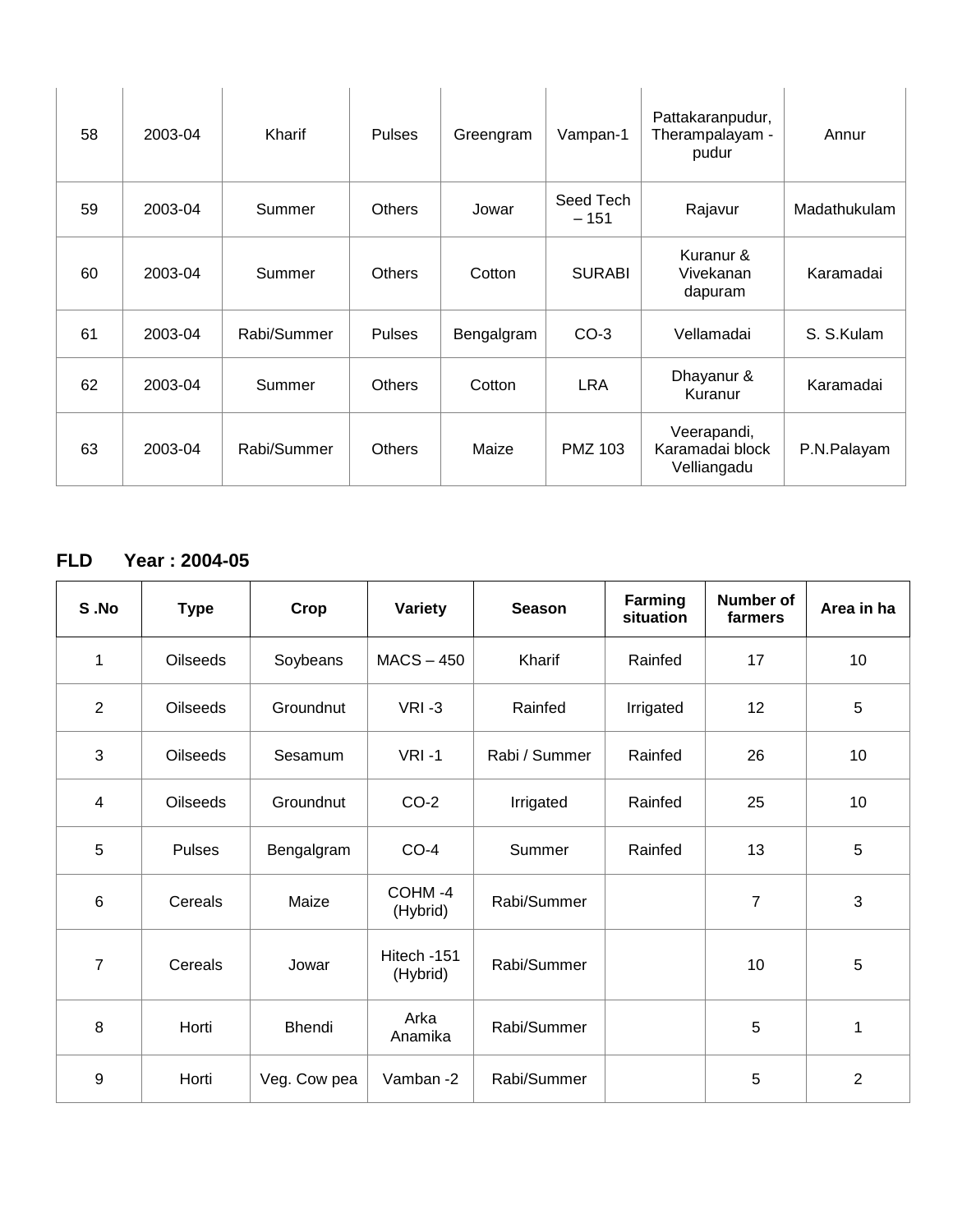| 58 | 2003-04 | Kharif | Pulses | Greengram | Vampan-1 | Pattakaranpudur, Therampalayam - pudur | Annur |
|---|---|---|---|---|---|---|---|
| 59 | 2003-04 | Summer | Others | Jowar | Seed Tech – 151 | Rajavur | Madathukulam |
| 60 | 2003-04 | Summer | Others | Cotton | SURABI | Kuranur & Vivekanan dapuram | Karamadai |
| 61 | 2003-04 | Rabi/Summer | Pulses | Bengalgram | CO-3 | Vellamadai | S. S.Kulam |
| 62 | 2003-04 | Summer | Others | Cotton | LRA | Dhayanur & Kuranur | Karamadai |
| 63 | 2003-04 | Rabi/Summer | Others | Maize | PMZ 103 | Veerapandi, Karamadai block Velliangadu | P.N.Palayam |

**FLD Year : 2004-05**

| S .No | Type | Crop | Variety | Season | Farming situation | Number of farmers | Area in ha |
|---|---|---|---|---|---|---|---|
| 1 | Oilseeds | Soybeans | MACS – 450 | Kharif | Rainfed | 17 | 10 |
| 2 | Oilseeds | Groundnut | VRI -3 | Rainfed | Irrigated | 12 | 5 |
| 3 | Oilseeds | Sesamum | VRI -1 | Rabi / Summer | Rainfed | 26 | 10 |
| 4 | Oilseeds | Groundnut | CO-2 | Irrigated | Rainfed | 25 | 10 |
| 5 | Pulses | Bengalgram | CO-4 | Summer | Rainfed | 13 | 5 |
| 6 | Cereals | Maize | COHM -4 (Hybrid) | Rabi/Summer | | 7 | 3 |
| 7 | Cereals | Jowar | Hitech -151 (Hybrid) | Rabi/Summer | | 10 | 5 |
| 8 | Horti | Bhendi | Arka Anamika | Rabi/Summer | | 5 | 1 |
| 9 | Horti | Veg. Cow pea | Vamban -2 | Rabi/Summer | | 5 | 2 |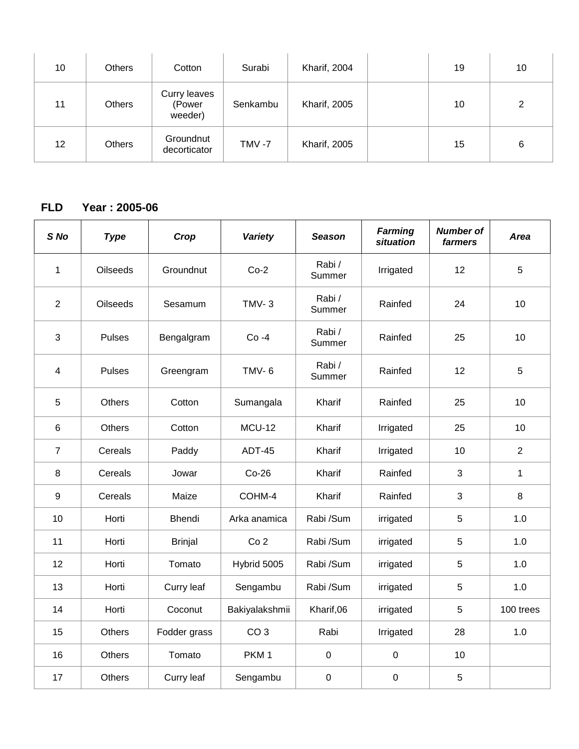| 10 | Others | Cotton | Surabi | Kharif, 2004 | | 19 | 10 |
|---|---|---|---|---|---|---|---|
| 11 | Others | Curry leaves (Power weeder) | Senkambu | Kharif, 2005 | | 10 | 2 |
| 12 | Others | Groundnut decorticator | TMV -7 | Kharif, 2005 | | 15 | 6 |

**FLD Year : 2005-06**

| ***S No*** | ***Type*** | ***Crop*** | ***Variety*** | ***Season*** | ***Farming situation*** | ***Number of farmers*** | ***Area*** |
|---|---|---|---|---|---|---|---|
| 1 | Oilseeds | Groundnut | Co-2 | Rabi / Summer | Irrigated | 12 | 5 |
| 2 | Oilseeds | Sesamum | TMV- 3 | Rabi / Summer | Rainfed | 24 | 10 |
| 3 | Pulses | Bengalgram | Co -4 | Rabi / Summer | Rainfed | 25 | 10 |
| 4 | Pulses | Greengram | TMV- 6 | Rabi / Summer | Rainfed | 12 | 5 |
| 5 | Others | Cotton | Sumangala | Kharif | Rainfed | 25 | 10 |
| 6 | Others | Cotton | MCU-12 | Kharif | Irrigated | 25 | 10 |
| 7 | Cereals | Paddy | ADT-45 | Kharif | Irrigated | 10 | 2 |
| 8 | Cereals | Jowar | Co-26 | Kharif | Rainfed | 3 | 1 |
| 9 | Cereals | Maize | COHM-4 | Kharif | Rainfed | 3 | 8 |
| 10 | Horti | Bhendi | Arka anamica | Rabi /Sum | irrigated | 5 | 1.0 |
| 11 | Horti | Brinjal | Co 2 | Rabi /Sum | irrigated | 5 | 1.0 |
| 12 | Horti | Tomato | Hybrid 5005 | Rabi /Sum | irrigated | 5 | 1.0 |
| 13 | Horti | Curry leaf | Sengambu | Rabi /Sum | irrigated | 5 | 1.0 |
| 14 | Horti | Coconut | Bakiyalakshmii | Kharif,06 | irrigated | 5 | 100 trees |
| 15 | Others | Fodder grass | CO 3 | Rabi | Irrigated | 28 | 1.0 |
| 16 | Others | Tomato | PKM 1 | 0 | 0 | 10 | |
| 17 | Others | Curry leaf | Sengambu | 0 | 0 | 5 | |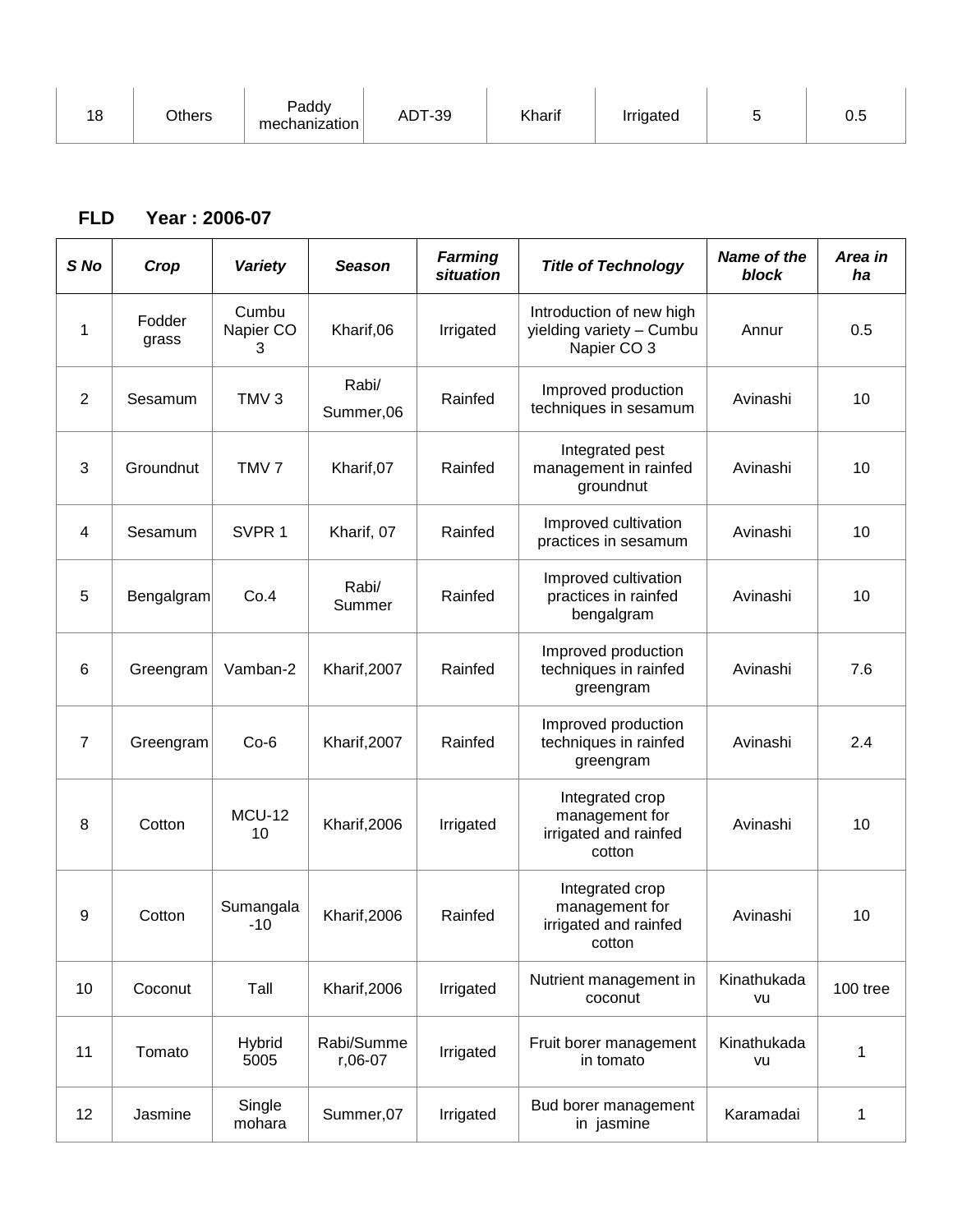| 18 | Others | Paddy mechanization | ADT-39 | Kharif | Irrigated | 5 | 0.5 |
|---|---|---|---|---|---|---|---|

**FLD Year : 2006-07**

| *S No* | *Crop* | *Variety* | *Season* | *Farming situation* | *Title of Technology* | *Name of the block* | *Area in ha* |
|---|---|---|---|---|---|---|---|
| 1 | Fodder grass | Cumbu Napier CO 3 | Kharif,06 | Irrigated | Introduction of new high yielding variety – Cumbu Napier CO 3 | Annur | 0.5 |
| 2 | Sesamum | TMV 3 | Rabi/ Summer,06 | Rainfed | Improved production techniques in sesamum | Avinashi | 10 |
| 3 | Groundnut | TMV 7 | Kharif,07 | Rainfed | Integrated pest management in rainfed groundnut | Avinashi | 10 |
| 4 | Sesamum | SVPR 1 | Kharif, 07 | Rainfed | Improved cultivation practices in sesamum | Avinashi | 10 |
| 5 | Bengalgram | Co.4 | Rabi/ Summer | Rainfed | Improved cultivation practices in rainfed bengalgram | Avinashi | 10 |
| 6 | Greengram | Vamban-2 | Kharif,2007 | Rainfed | Improved production techniques in rainfed greengram | Avinashi | 7.6 |
| 7 | Greengram | Co-6 | Kharif,2007 | Rainfed | Improved production techniques in rainfed greengram | Avinashi | 2.4 |
| 8 | Cotton | MCU-12 10 | Kharif,2006 | Irrigated | Integrated crop management for irrigated and rainfed cotton | Avinashi | 10 |
| 9 | Cotton | Sumangala -10 | Kharif,2006 | Rainfed | Integrated crop management for irrigated and rainfed cotton | Avinashi | 10 |
| 10 | Coconut | Tall | Kharif,2006 | Irrigated | Nutrient management in coconut | Kinathukadavu | 100 tree |
| 11 | Tomato | Hybrid 5005 | Rabi/Summer,06-07 | Irrigated | Fruit borer management in tomato | Kinathukadavu | 1 |
| 12 | Jasmine | Single mohara | Summer,07 | Irrigated | Bud borer management in jasmine | Karamadai | 1 |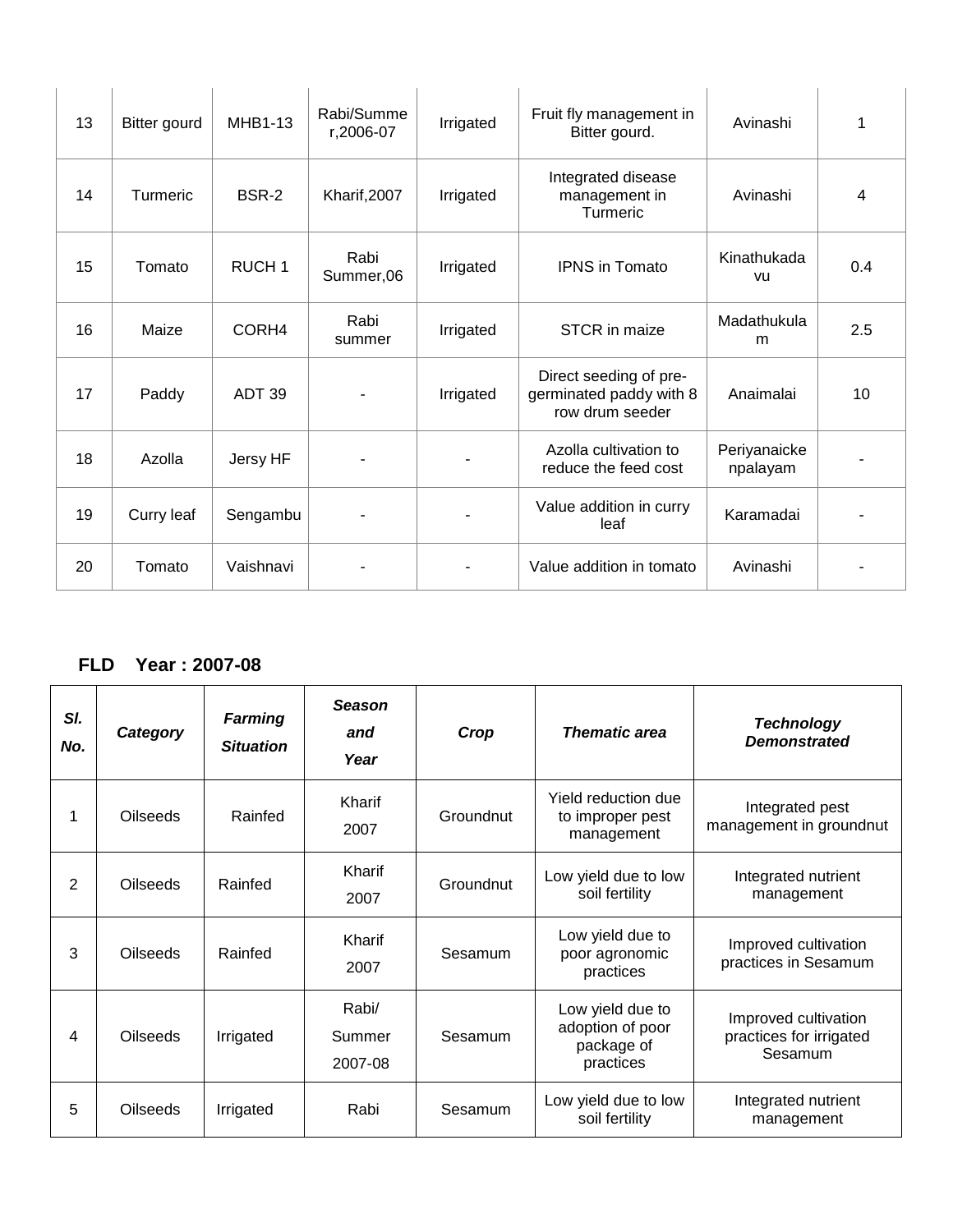| 13 | Bitter gourd | MHB1-13 | Rabi/Summer,2006-07 | Irrigated | Fruit fly management in Bitter gourd. | Avinashi | 1 |
|---|---|---|---|---|---|---|---|
| 14 | Turmeric | BSR-2 | Kharif,2007 | Irrigated | Integrated disease management in Turmeric | Avinashi | 4 |
| 15 | Tomato | RUCH 1 | Rabi Summer,06 | Irrigated | IPNS in Tomato | Kinathukadavu | 0.4 |
| 16 | Maize | CORH4 | Rabi summer | Irrigated | STCR in maize | Madathukulam | 2.5 |
| 17 | Paddy | ADT 39 | - | Irrigated | Direct seeding of pre-germinated paddy with 8 row drum seeder | Anaimalai | 10 |
| 18 | Azolla | Jersy HF | - | - | Azolla cultivation to reduce the feed cost | Periyanaickenpalayam | - |
| 19 | Curry leaf | Sengambu | - | - | Value addition in curry leaf | Karamadai | - |
| 20 | Tomato | Vaishnavi | - | - | Value addition in tomato | Avinashi | - |

**FLD Year : 2007-08**

| *Sl. No.* | *Category* | *Farming Situation* | *Season and Year* | *Crop* | *Thematic area* | *Technology Demonstrated* |
|---|---|---|---|---|---|---|
| 1 | Oilseeds | Rainfed | Kharif 2007 | Groundnut | Yield reduction due to improper pest management | Integrated pest management in groundnut |
| 2 | Oilseeds | Rainfed | Kharif 2007 | Groundnut | Low yield due to low soil fertility | Integrated nutrient management |
| 3 | Oilseeds | Rainfed | Kharif 2007 | Sesamum | Low yield due to poor agronomic practices | Improved cultivation practices in Sesamum |
| 4 | Oilseeds | Irrigated | Rabi/ Summer 2007-08 | Sesamum | Low yield due to adoption of poor package of practices | Improved cultivation practices for irrigated Sesamum |
| 5 | Oilseeds | Irrigated | Rabi | Sesamum | Low yield due to low soil fertility | Integrated nutrient management |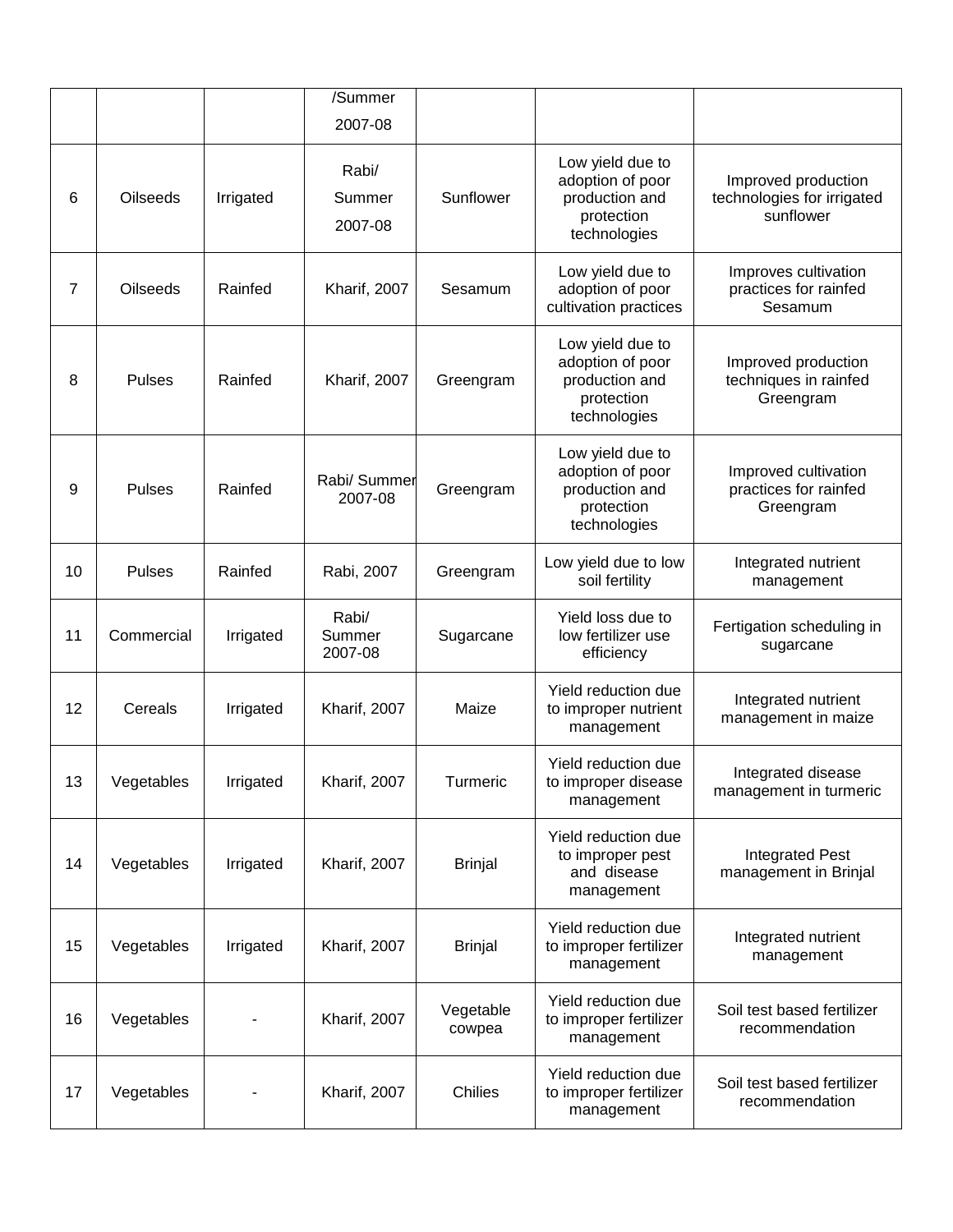| | | | /Summer 2007-08 | | | |
|---|---|---|---|---|---|---|
| 6 | Oilseeds | Irrigated | Rabi/ Summer 2007-08 | Sunflower | Low yield due to adoption of poor production and protection technologies | Improved production technologies for irrigated sunflower |
| 7 | Oilseeds | Rainfed | Kharif, 2007 | Sesamum | Low yield due to adoption of poor cultivation practices | Improves cultivation practices for rainfed Sesamum |
| 8 | Pulses | Rainfed | Kharif, 2007 | Greengram | Low yield due to adoption of poor production and protection technologies | Improved production techniques in rainfed Greengram |
| 9 | Pulses | Rainfed | Rabi/ Summer 2007-08 | Greengram | Low yield due to adoption of poor production and protection technologies | Improved cultivation practices for rainfed Greengram |
| 10 | Pulses | Rainfed | Rabi, 2007 | Greengram | Low yield due to low soil fertility | Integrated nutrient management |
| 11 | Commercial | Irrigated | Rabi/ Summer 2007-08 | Sugarcane | Yield loss due to low fertilizer use efficiency | Fertigation scheduling in sugarcane |
| 12 | Cereals | Irrigated | Kharif, 2007 | Maize | Yield reduction due to improper nutrient management | Integrated nutrient management in maize |
| 13 | Vegetables | Irrigated | Kharif, 2007 | Turmeric | Yield reduction due to improper disease management | Integrated disease management in turmeric |
| 14 | Vegetables | Irrigated | Kharif, 2007 | Brinjal | Yield reduction due to improper pest and disease management | Integrated Pest management in Brinjal |
| 15 | Vegetables | Irrigated | Kharif, 2007 | Brinjal | Yield reduction due to improper fertilizer management | Integrated nutrient management |
| 16 | Vegetables | - | Kharif, 2007 | Vegetable cowpea | Yield reduction due to improper fertilizer management | Soil test based fertilizer recommendation |
| 17 | Vegetables | - | Kharif, 2007 | Chilies | Yield reduction due to improper fertilizer management | Soil test based fertilizer recommendation |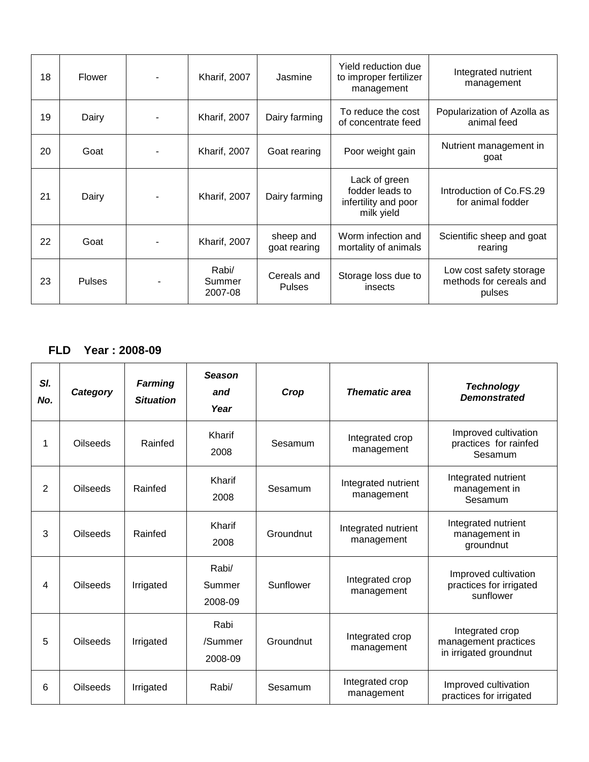| 18 | Flower | - | Kharif, 2007 | Jasmine | Yield reduction due to improper fertilizer management | Integrated nutrient management |
|---|---|---|---|---|---|---|
| 19 | Dairy | - | Kharif, 2007 | Dairy farming | To reduce the cost of concentrate feed | Popularization of Azolla as animal feed |
| 20 | Goat | - | Kharif, 2007 | Goat rearing | Poor weight gain | Nutrient management in goat |
| 21 | Dairy | - | Kharif, 2007 | Dairy farming | Lack of green fodder leads to infertility and poor milk yield | Introduction of Co.FS.29 for animal fodder |
| 22 | Goat | - | Kharif, 2007 | sheep and goat rearing | Worm infection and mortality of animals | Scientific sheep and goat rearing |
| 23 | Pulses | - | Rabi/ Summer 2007-08 | Cereals and Pulses | Storage loss due to insects | Low cost safety storage methods for cereals and pulses |

**FLD Year : 2008-09**

| *Sl. No.* | *Category* | *Farming Situation* | *Season and Year* | *Crop* | *Thematic area* | *Technology Demonstrated* |
|---|---|---|---|---|---|---|
| 1 | Oilseeds | Rainfed | Kharif 2008 | Sesamum | Integrated crop management | Improved cultivation practices for rainfed Sesamum |
| 2 | Oilseeds | Rainfed | Kharif 2008 | Sesamum | Integrated nutrient management | Integrated nutrient management in Sesamum |
| 3 | Oilseeds | Rainfed | Kharif 2008 | Groundnut | Integrated nutrient management | Integrated nutrient management in groundnut |
| 4 | Oilseeds | Irrigated | Rabi/ Summer 2008-09 | Sunflower | Integrated crop management | Improved cultivation practices for irrigated sunflower |
| 5 | Oilseeds | Irrigated | Rabi /Summer 2008-09 | Groundnut | Integrated crop management | Integrated crop management practices in irrigated groundnut |
| 6 | Oilseeds | Irrigated | Rabi/ | Sesamum | Integrated crop management | Improved cultivation practices for irrigated |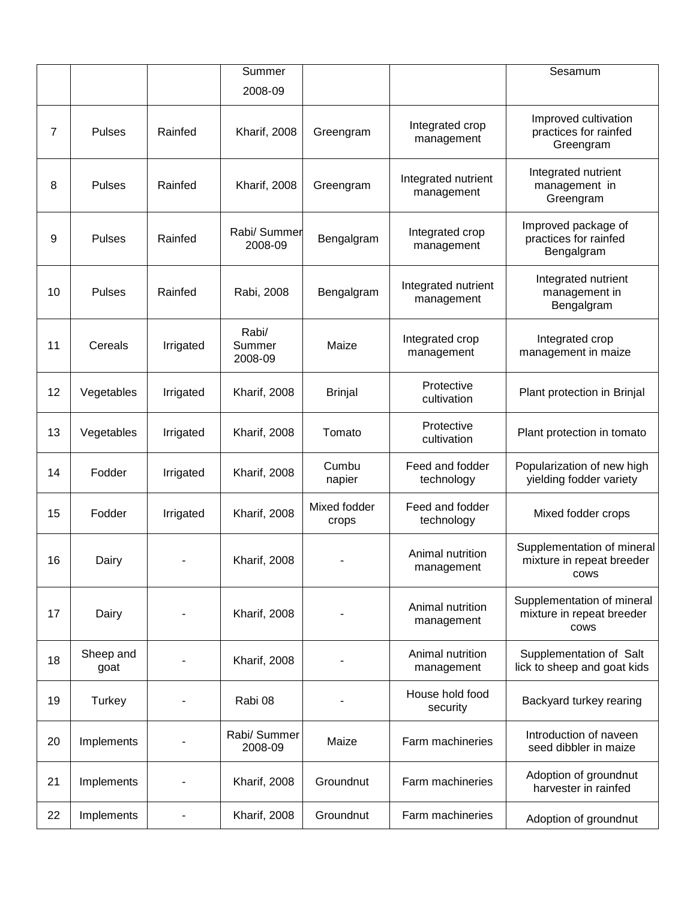|  |  |  | Summer 2008-09 |  |  | Sesamum |
|---|---|---|---|---|---|---|
| 7 | Pulses | Rainfed | Kharif, 2008 | Greengram | Integrated crop management | Improved cultivation practices for rainfed Greengram |
| 8 | Pulses | Rainfed | Kharif, 2008 | Greengram | Integrated nutrient management | Integrated nutrient management in Greengram |
| 9 | Pulses | Rainfed | Rabi/ Summer 2008-09 | Bengalgram | Integrated crop management | Improved package of practices for rainfed Bengalgram |
| 10 | Pulses | Rainfed | Rabi, 2008 | Bengalgram | Integrated nutrient management | Integrated nutrient management in Bengalgram |
| 11 | Cereals | Irrigated | Rabi/ Summer 2008-09 | Maize | Integrated crop management | Integrated crop management in maize |
| 12 | Vegetables | Irrigated | Kharif, 2008 | Brinjal | Protective cultivation | Plant protection in Brinjal |
| 13 | Vegetables | Irrigated | Kharif, 2008 | Tomato | Protective cultivation | Plant protection in tomato |
| 14 | Fodder | Irrigated | Kharif, 2008 | Cumbu napier | Feed and fodder technology | Popularization of new high yielding fodder variety |
| 15 | Fodder | Irrigated | Kharif, 2008 | Mixed fodder crops | Feed and fodder technology | Mixed fodder crops |
| 16 | Dairy | - | Kharif, 2008 | - | Animal nutrition management | Supplementation of mineral mixture in repeat breeder cows |
| 17 | Dairy | - | Kharif, 2008 | - | Animal nutrition management | Supplementation of mineral mixture in repeat breeder cows |
| 18 | Sheep and goat | - | Kharif, 2008 | - | Animal nutrition management | Supplementation of Salt lick to sheep and goat kids |
| 19 | Turkey | - | Rabi 08 | - | House hold food security | Backyard turkey rearing |
| 20 | Implements | - | Rabi/ Summer 2008-09 | Maize | Farm machineries | Introduction of naveen seed dibbler in maize |
| 21 | Implements | - | Kharif, 2008 | Groundnut | Farm machineries | Adoption of groundnut harvester in rainfed |
| 22 | Implements | - | Kharif, 2008 | Groundnut | Farm machineries | Adoption of groundnut |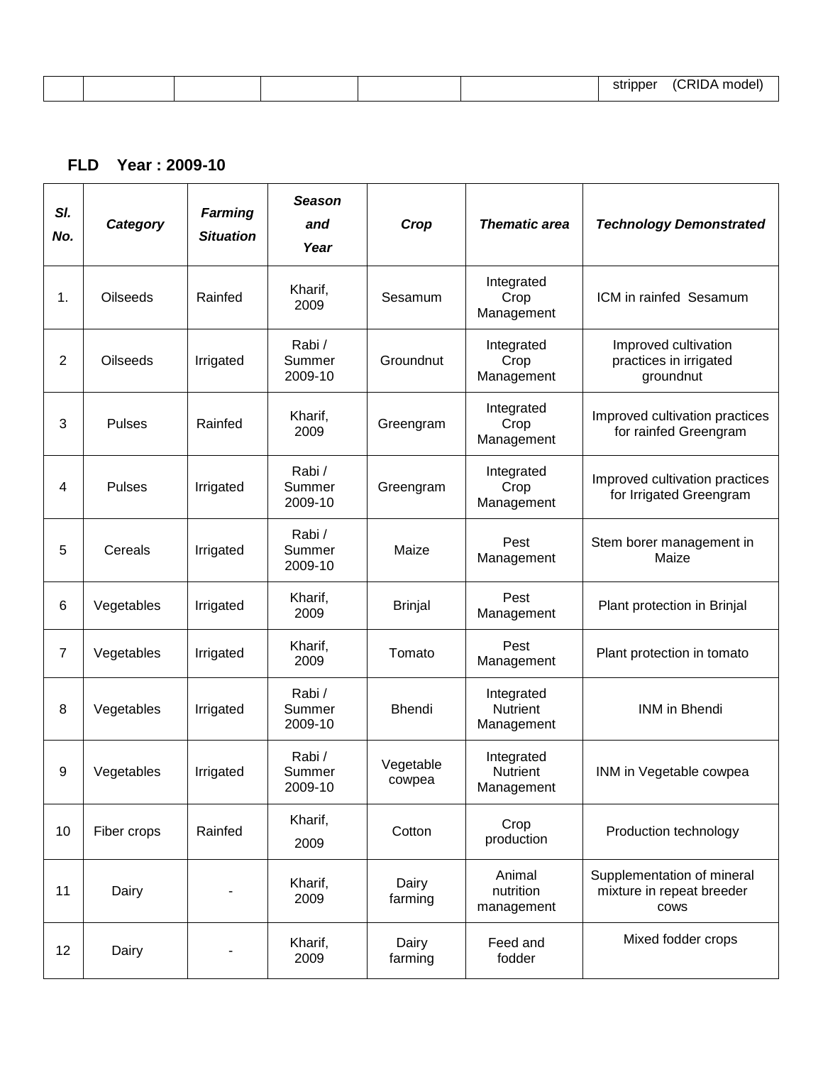| | | | | | | stripper (CRIDA model) |
|---|---|---|---|---|---|---|

**FLD Year : 2009-10**

| *Sl. No.* | *Category* | *Farming Situation* | *Season and Year* | *Crop* | *Thematic area* | *Technology Demonstrated* |
|---|---|---|---|---|---|---|
| 1. | Oilseeds | Rainfed | Kharif, 2009 | Sesamum | Integrated Crop Management | ICM in rainfed Sesamum |
| 2 | Oilseeds | Irrigated | Rabi / Summer 2009-10 | Groundnut | Integrated Crop Management | Improved cultivation practices in irrigated groundnut |
| 3 | Pulses | Rainfed | Kharif, 2009 | Greengram | Integrated Crop Management | Improved cultivation practices for rainfed Greengram |
| 4 | Pulses | Irrigated | Rabi / Summer 2009-10 | Greengram | Integrated Crop Management | Improved cultivation practices for Irrigated Greengram |
| 5 | Cereals | Irrigated | Rabi / Summer 2009-10 | Maize | Pest Management | Stem borer management in Maize |
| 6 | Vegetables | Irrigated | Kharif, 2009 | Brinjal | Pest Management | Plant protection in Brinjal |
| 7 | Vegetables | Irrigated | Kharif, 2009 | Tomato | Pest Management | Plant protection in tomato |
| 8 | Vegetables | Irrigated | Rabi / Summer 2009-10 | Bhendi | Integrated Nutrient Management | INM in Bhendi |
| 9 | Vegetables | Irrigated | Rabi / Summer 2009-10 | Vegetable cowpea | Integrated Nutrient Management | INM in Vegetable cowpea |
| 10 | Fiber crops | Rainfed | Kharif, 2009 | Cotton | Crop production | Production technology |
| 11 | Dairy | - | Kharif, 2009 | Dairy farming | Animal nutrition management | Supplementation of mineral mixture in repeat breeder cows |
| 12 | Dairy | - | Kharif, 2009 | Dairy farming | Feed and fodder | Mixed fodder crops |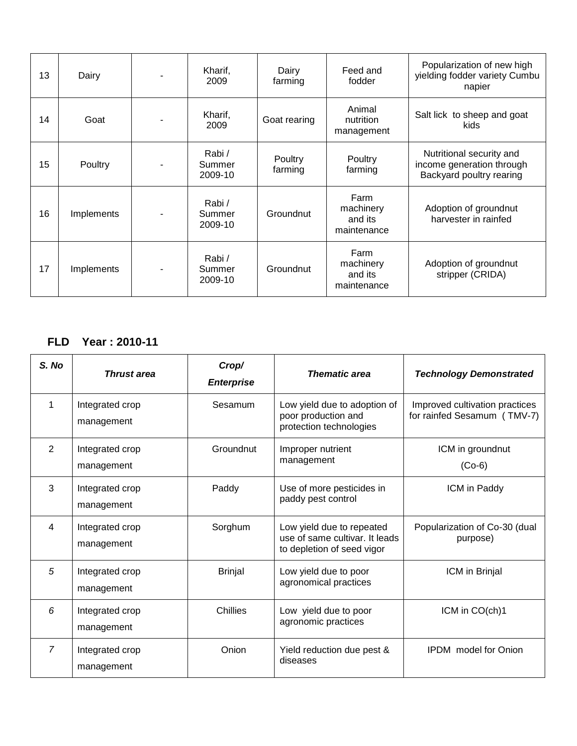| 13 | Dairy | - | Kharif, 2009 | Dairy farming | Feed and fodder | Popularization of new high yielding fodder variety Cumbu napier |
|---|---|---|---|---|---|---|
| 14 | Goat | - | Kharif, 2009 | Goat rearing | Animal nutrition management | Salt lick to sheep and goat kids |
| 15 | Poultry | - | Rabi / Summer 2009-10 | Poultry farming | Poultry farming | Nutritional security and income generation through Backyard poultry rearing |
| 16 | Implements | - | Rabi / Summer 2009-10 | Groundnut | Farm machinery and its maintenance | Adoption of groundnut harvester in rainfed |
| 17 | Implements | - | Rabi / Summer 2009-10 | Groundnut | Farm machinery and its maintenance | Adoption of groundnut stripper (CRIDA) |

**FLD Year : 2010-11**

| ***S. No*** | ***Thrust area*** | ***Crop/ Enterprise*** | ***Thematic area*** | ***Technology Demonstrated*** |
|---|---|---|---|---|
| 1 | Integrated crop management | Sesamum | Low yield due to adoption of poor production and protection technologies | Improved cultivation practices for rainfed Sesamum ( TMV-7) |
| 2 | Integrated crop management | Groundnut | Improper nutrient management | ICM in groundnut (Co-6) |
| 3 | Integrated crop management | Paddy | Use of more pesticides in paddy pest control | ICM in Paddy |
| 4 | Integrated crop management | Sorghum | Low yield due to repeated use of same cultivar. It leads to depletion of seed vigor | Popularization of Co-30 (dual purpose) |
| *5* | Integrated crop management | Brinjal | Low yield due to poor agronomical practices | ICM in Brinjal |
| *6* | Integrated crop management | Chillies | Low yield due to poor agronomic practices | ICM in CO(ch)1 |
| *7* | Integrated crop management | Onion | Yield reduction due pest & diseases | IPDM model for Onion |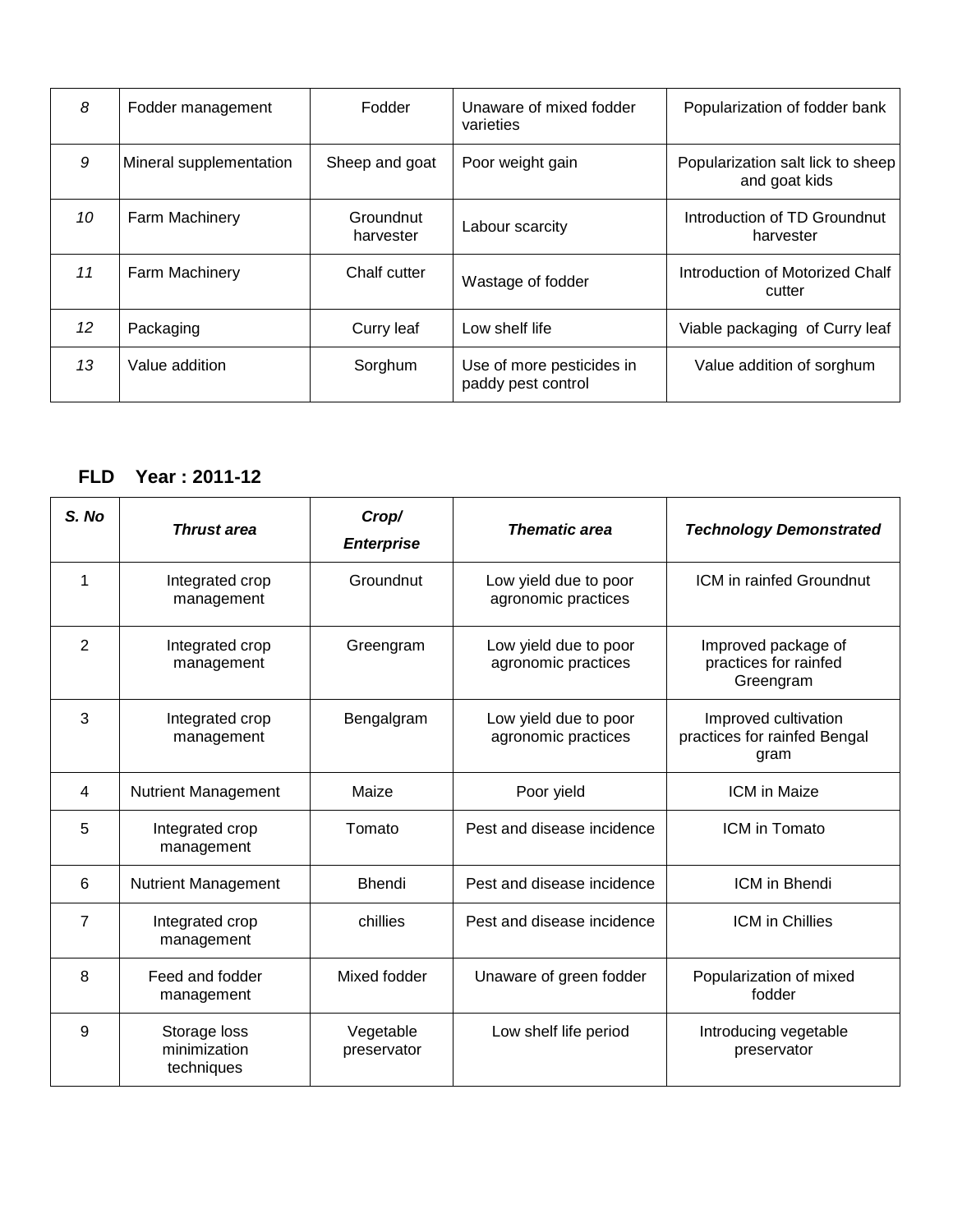| | | | | |
|---|---|---|---|---|
| 8 | Fodder management | Fodder | Unaware of mixed fodder varieties | Popularization of fodder bank |
| 9 | Mineral supplementation | Sheep and goat | Poor weight gain | Popularization salt lick to sheep and goat kids |
| 10 | Farm Machinery | Groundnut harvester | Labour scarcity | Introduction of TD Groundnut harvester |
| 11 | Farm Machinery | Chalf cutter | Wastage of fodder | Introduction of Motorized Chalf cutter |
| 12 | Packaging | Curry leaf | Low shelf life | Viable packaging of Curry leaf |
| 13 | Value addition | Sorghum | Use of more pesticides in paddy pest control | Value addition of sorghum |

**FLD Year : 2011-12**

| S. No | Thrust area | Crop/ Enterprise | Thematic area | Technology Demonstrated |
|---|---|---|---|---|
| 1 | Integrated crop management | Groundnut | Low yield due to poor agronomic practices | ICM in rainfed Groundnut |
| 2 | Integrated crop management | Greengram | Low yield due to poor agronomic practices | Improved package of practices for rainfed Greengram |
| 3 | Integrated crop management | Bengalgram | Low yield due to poor agronomic practices | Improved cultivation practices for rainfed Bengal gram |
| 4 | Nutrient Management | Maize | Poor yield | ICM in Maize |
| 5 | Integrated crop management | Tomato | Pest and disease incidence | ICM in Tomato |
| 6 | Nutrient Management | Bhendi | Pest and disease incidence | ICM in Bhendi |
| 7 | Integrated crop management | chillies | Pest and disease incidence | ICM in Chillies |
| 8 | Feed and fodder management | Mixed fodder | Unaware of green fodder | Popularization of mixed fodder |
| 9 | Storage loss minimization techniques | Vegetable preservator | Low shelf life period | Introducing vegetable preservator |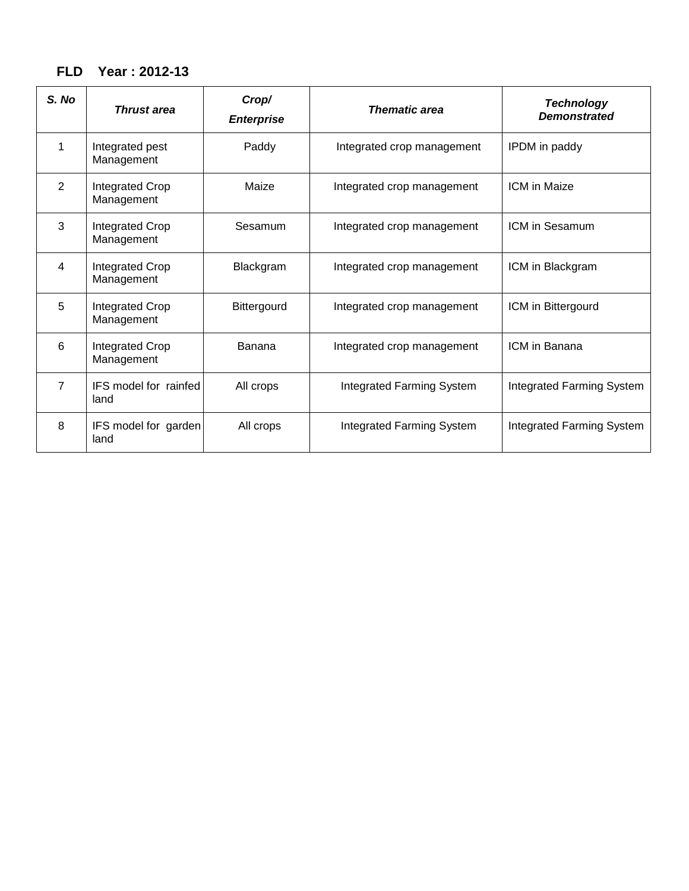**FLD Year : 2012-13**

| *S. No* | *Thrust area* | *Crop/ Enterprise* | *Thematic area* | *Technology Demonstrated* |
|---|---|---|---|---|
| 1 | Integrated pest Management | Paddy | Integrated crop management | IPDM in paddy |
| 2 | Integrated Crop Management | Maize | Integrated crop management | ICM in Maize |
| 3 | Integrated Crop Management | Sesamum | Integrated crop management | ICM in Sesamum |
| 4 | Integrated Crop Management | Blackgram | Integrated crop management | ICM in Blackgram |
| 5 | Integrated Crop Management | Bittergourd | Integrated crop management | ICM in Bittergourd |
| 6 | Integrated Crop Management | Banana | Integrated crop management | ICM in Banana |
| 7 | IFS model for rainfed land | All crops | Integrated Farming System | Integrated Farming System |
| 8 | IFS model for garden land | All crops | Integrated Farming System | Integrated Farming System |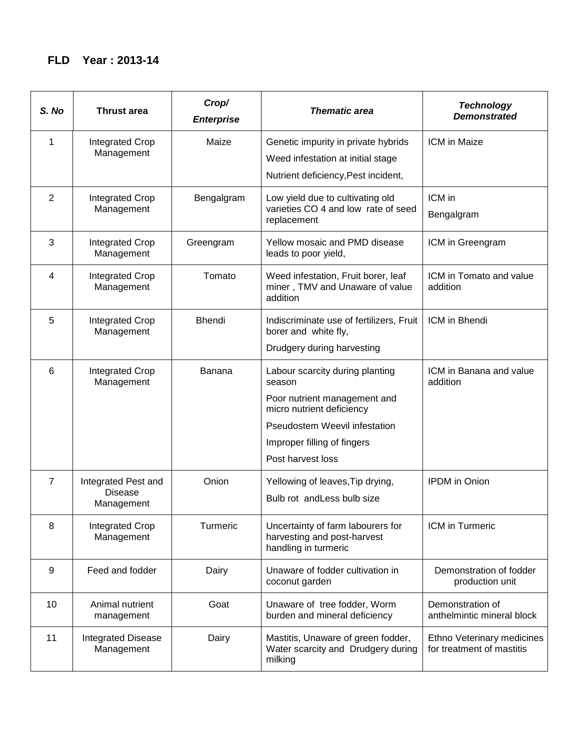**FLD Year : 2013-14**

| *S. No* | Thrust area | *Crop/ Enterprise* | *Thematic area* | *Technology Demonstrated* |
|---|---|---|---|---|
| 1 | Integrated Crop Management | Maize | Genetic impurity in private hybrids<br>Weed infestation at initial stage<br>Nutrient deficiency,Pest incident, | ICM in Maize |
| 2 | Integrated Crop Management | Bengalgram | Low yield due to cultivating old varieties CO 4 and low rate of seed replacement | ICM in Bengalgram |
| 3 | Integrated Crop Management | Greengram | Yellow mosaic and PMD disease leads to poor yield, | ICM in Greengram |
| 4 | Integrated Crop Management | Tomato | Weed infestation, Fruit borer, leaf miner , TMV and Unaware of value addition | ICM in Tomato and value addition |
| 5 | Integrated Crop Management | Bhendi | Indiscriminate use of fertilizers, Fruit borer and white fly,<br>Drudgery during harvesting | ICM in Bhendi |
| 6 | Integrated Crop Management | Banana | Labour scarcity during planting season<br>Poor nutrient management and micro nutrient deficiency<br>Pseudostem Weevil infestation<br>Improper filling of fingers<br>Post harvest loss | ICM in Banana and value addition |
| 7 | Integrated Pest and Disease Management | Onion | Yellowing of leaves,Tip drying,<br>Bulb rot andLess bulb size | IPDM in Onion |
| 8 | Integrated Crop Management | Turmeric | Uncertainty of farm labourers for harvesting and post-harvest handling in turmeric | ICM in Turmeric |
| 9 | Feed and fodder | Dairy | Unaware of fodder cultivation in coconut garden | Demonstration of fodder production unit |
| 10 | Animal nutrient management | Goat | Unaware of tree fodder, Worm burden and mineral deficiency | Demonstration of anthelmintic mineral block |
| 11 | Integrated Disease Management | Dairy | Mastitis, Unaware of green fodder, Water scarcity and Drudgery during milking | Ethno Veterinary medicines for treatment of mastitis |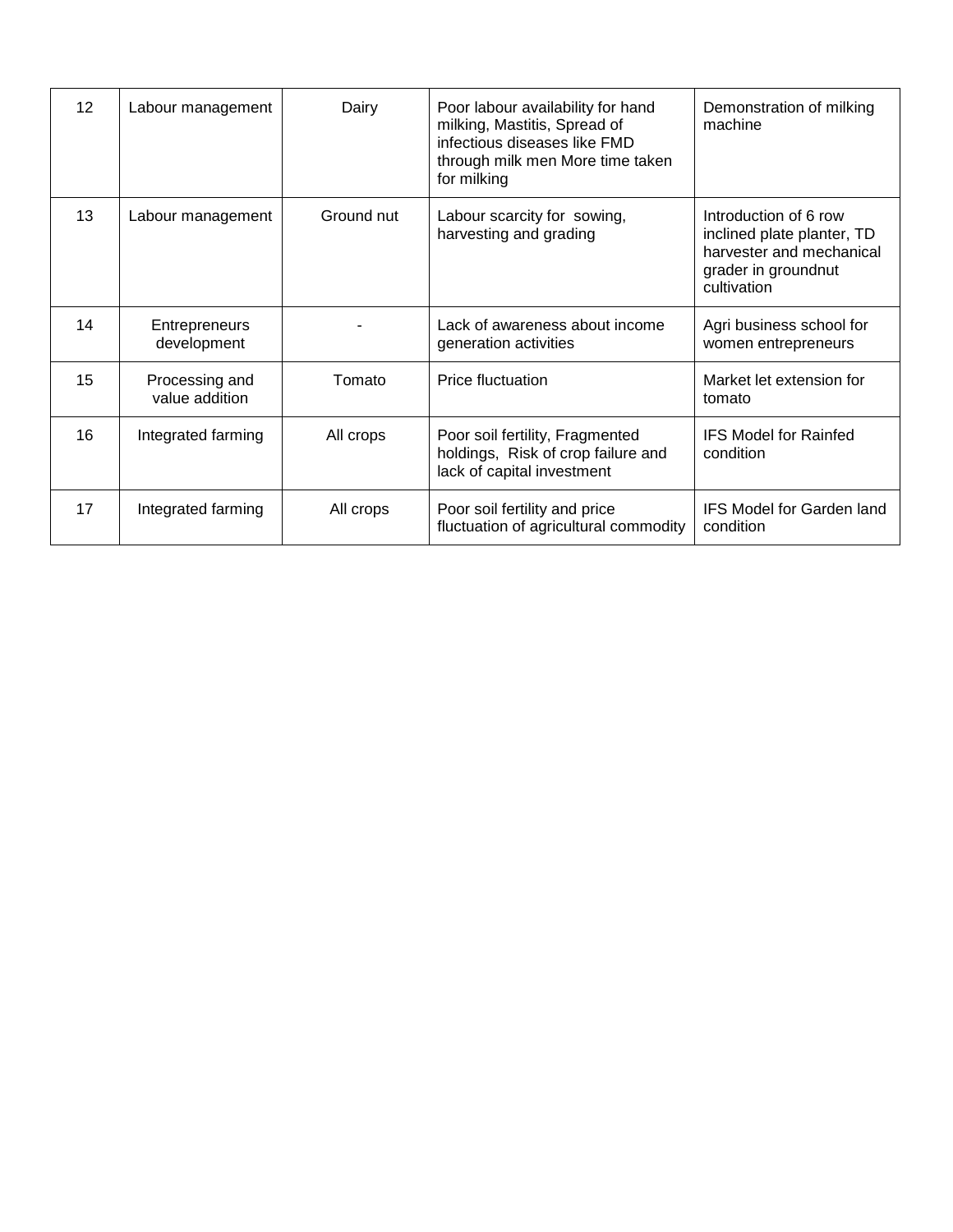| 12 | Labour management | Dairy | Poor labour availability for hand milking, Mastitis, Spread of infectious diseases like FMD through milk men More time taken for milking | Demonstration of milking machine |
|---|---|---|---|---|
| 13 | Labour management | Ground nut | Labour scarcity for sowing, harvesting and grading | Introduction of 6 row inclined plate planter, TD harvester and mechanical grader in groundnut cultivation |
| 14 | Entrepreneurs development | - | Lack of awareness about income generation activities | Agri business school for women entrepreneurs |
| 15 | Processing and value addition | Tomato | Price fluctuation | Market let extension for tomato |
| 16 | Integrated farming | All crops | Poor soil fertility, Fragmented holdings, Risk of crop failure and lack of capital investment | IFS Model for Rainfed condition |
| 17 | Integrated farming | All crops | Poor soil fertility and price fluctuation of agricultural commodity | IFS Model for Garden land condition |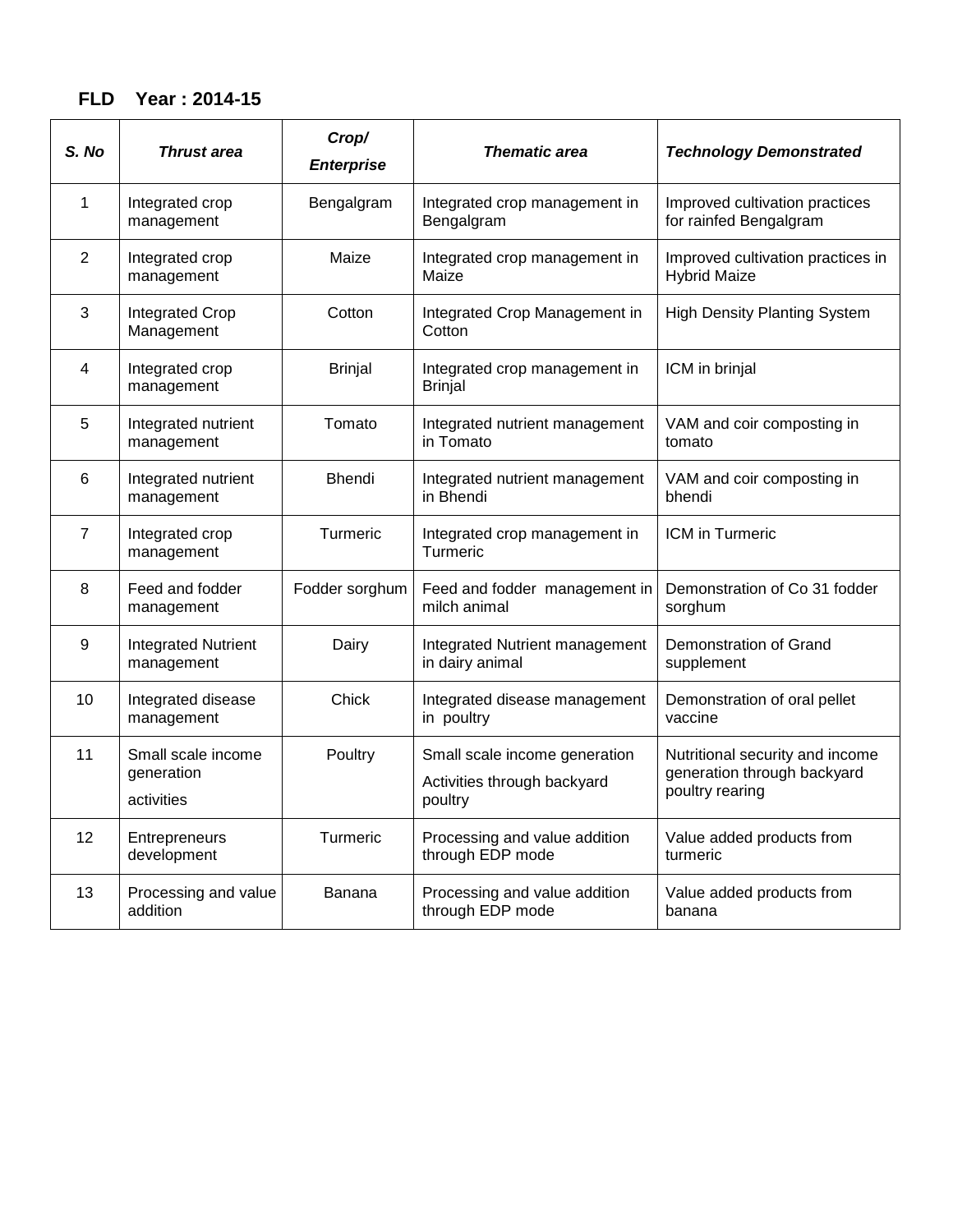**FLD Year : 2014-15**

| S. No | Thrust area | Crop/ Enterprise | Thematic area | Technology Demonstrated |
|---|---|---|---|---|
| 1 | Integrated crop management | Bengalgram | Integrated crop management in Bengalgram | Improved cultivation practices for rainfed Bengalgram |
| 2 | Integrated crop management | Maize | Integrated crop management in Maize | Improved cultivation practices in Hybrid Maize |
| 3 | Integrated Crop Management | Cotton | Integrated Crop Management in Cotton | High Density Planting System |
| 4 | Integrated crop management | Brinjal | Integrated crop management in Brinjal | ICM in brinjal |
| 5 | Integrated nutrient management | Tomato | Integrated nutrient management in Tomato | VAM and coir composting in tomato |
| 6 | Integrated nutrient management | Bhendi | Integrated nutrient management in Bhendi | VAM and coir composting in bhendi |
| 7 | Integrated crop management | Turmeric | Integrated crop management in Turmeric | ICM in Turmeric |
| 8 | Feed and fodder management | Fodder sorghum | Feed and fodder management in milch animal | Demonstration of Co 31 fodder sorghum |
| 9 | Integrated Nutrient management | Dairy | Integrated Nutrient management in dairy animal | Demonstration of Grand supplement |
| 10 | Integrated disease management | Chick | Integrated disease management in poultry | Demonstration of oral pellet vaccine |
| 11 | Small scale income generation activities | Poultry | Small scale income generation Activities through backyard poultry | Nutritional security and income generation through backyard poultry rearing |
| 12 | Entrepreneurs development | Turmeric | Processing and value addition through EDP mode | Value added products from turmeric |
| 13 | Processing and value addition | Banana | Processing and value addition through EDP mode | Value added products from banana |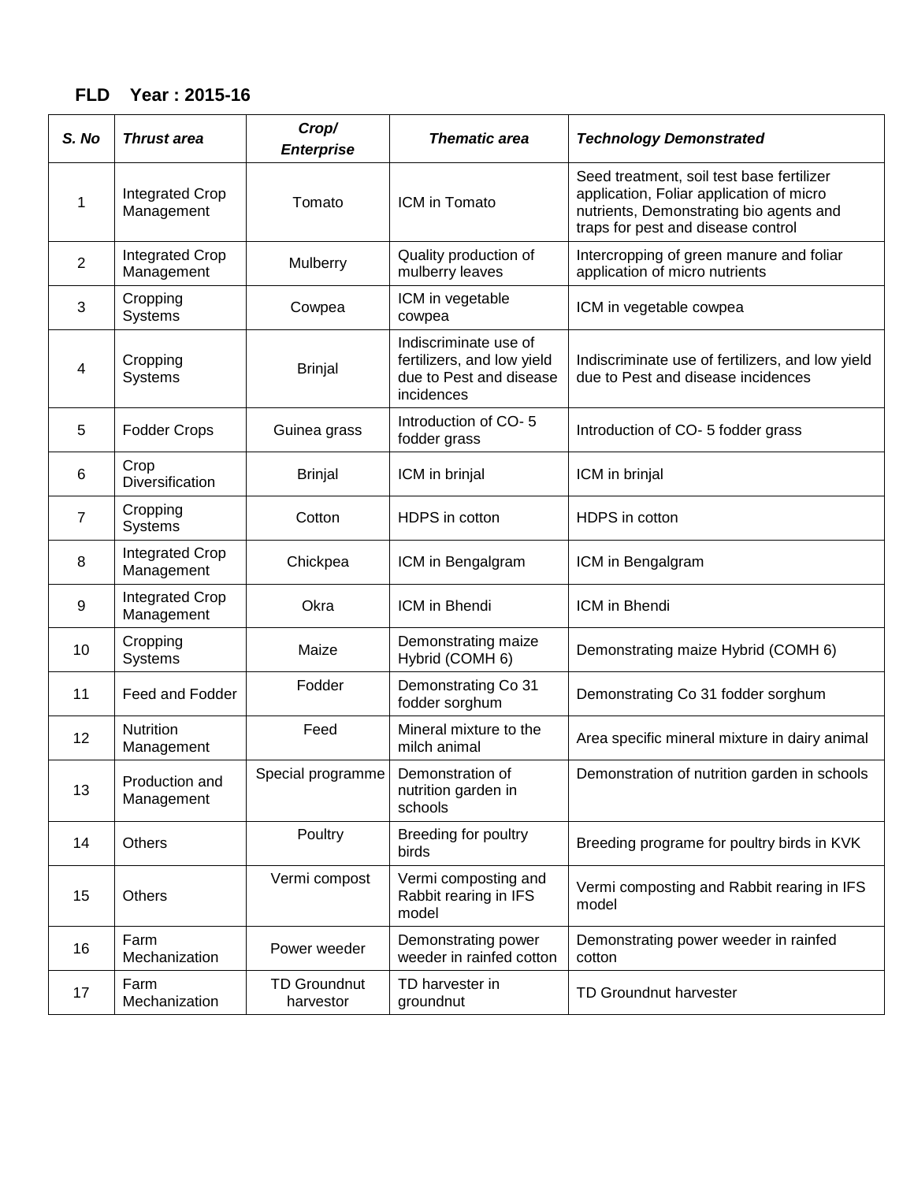**FLD Year : 2015-16**

| S. No | Thrust area | Crop/ Enterprise | Thematic area | Technology Demonstrated |
|---|---|---|---|---|
| 1 | Integrated Crop Management | Tomato | ICM in Tomato | Seed treatment, soil test base fertilizer application, Foliar application of micro nutrients, Demonstrating bio agents and traps for pest and disease control |
| 2 | Integrated Crop Management | Mulberry | Quality production of mulberry leaves | Intercropping of green manure and foliar application of micro nutrients |
| 3 | Cropping Systems | Cowpea | ICM in vegetable cowpea | ICM in vegetable cowpea |
| 4 | Cropping Systems | Brinjal | Indiscriminate use of fertilizers, and low yield due to Pest and disease incidences | Indiscriminate use of fertilizers, and low yield due to Pest and disease incidences |
| 5 | Fodder Crops | Guinea grass | Introduction of CO- 5 fodder grass | Introduction of CO- 5 fodder grass |
| 6 | Crop Diversification | Brinjal | ICM in brinjal | ICM in brinjal |
| 7 | Cropping Systems | Cotton | HDPS in cotton | HDPS in cotton |
| 8 | Integrated Crop Management | Chickpea | ICM in Bengalgram | ICM in Bengalgram |
| 9 | Integrated Crop Management | Okra | ICM in Bhendi | ICM in Bhendi |
| 10 | Cropping Systems | Maize | Demonstrating maize Hybrid (COMH 6) | Demonstrating maize Hybrid (COMH 6) |
| 11 | Feed and Fodder | Fodder | Demonstrating Co 31 fodder sorghum | Demonstrating Co 31 fodder sorghum |
| 12 | Nutrition Management | Feed | Mineral mixture to the milch animal | Area specific mineral mixture in dairy animal |
| 13 | Production and Management | Special programme | Demonstration of nutrition garden in schools | Demonstration of nutrition garden in schools |
| 14 | Others | Poultry | Breeding for poultry birds | Breeding programe for poultry birds in KVK |
| 15 | Others | Vermi compost | Vermi composting and Rabbit rearing in IFS model | Vermi composting and Rabbit rearing in IFS model |
| 16 | Farm Mechanization | Power weeder | Demonstrating power weeder in rainfed cotton | Demonstrating power weeder in rainfed cotton |
| 17 | Farm Mechanization | TD Groundnut harvestor | TD harvester in groundnut | TD Groundnut harvester |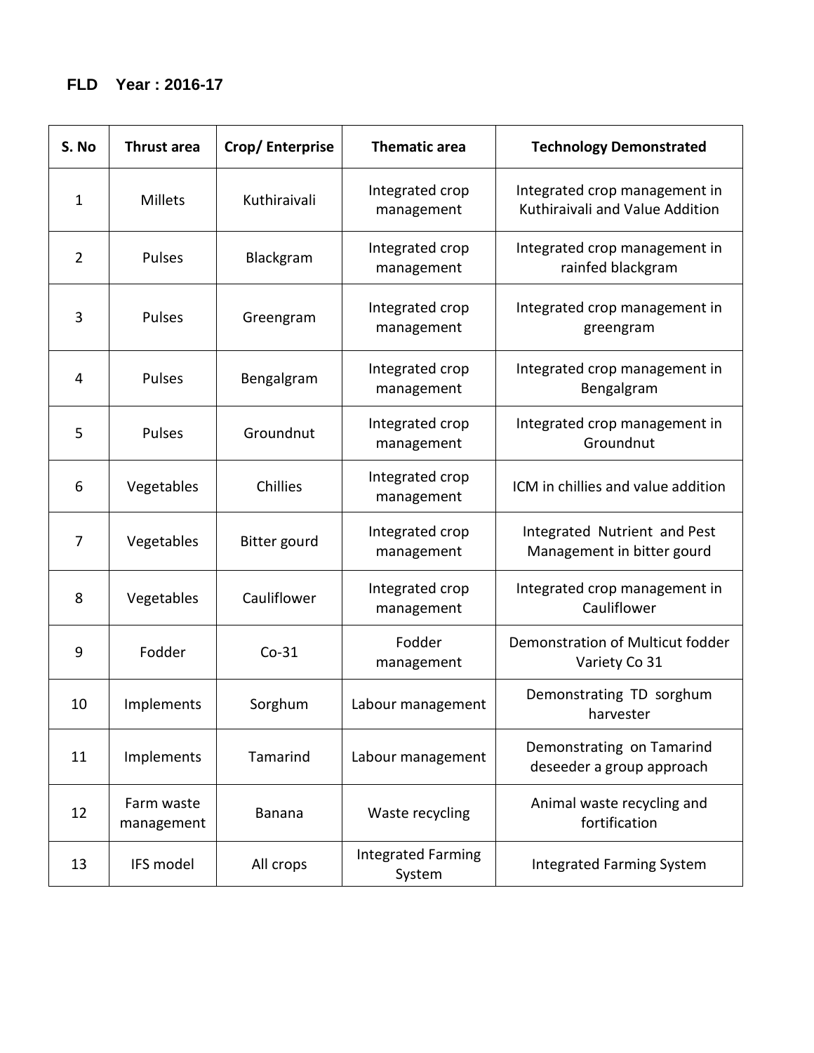**FLD Year : 2016-17**

| S. No | Thrust area | Crop/ Enterprise | Thematic area | Technology Demonstrated |
|---|---|---|---|---|
| 1 | Millets | Kuthiraivali | Integrated crop management | Integrated crop management in Kuthiraivali and Value Addition |
| 2 | Pulses | Blackgram | Integrated crop management | Integrated crop management in rainfed blackgram |
| 3 | Pulses | Greengram | Integrated crop management | Integrated crop management in greengram |
| 4 | Pulses | Bengalgram | Integrated crop management | Integrated crop management in Bengalgram |
| 5 | Pulses | Groundnut | Integrated crop management | Integrated crop management in Groundnut |
| 6 | Vegetables | Chillies | Integrated crop management | ICM in chillies and value addition |
| 7 | Vegetables | Bitter gourd | Integrated crop management | Integrated Nutrient and Pest Management in bitter gourd |
| 8 | Vegetables | Cauliflower | Integrated crop management | Integrated crop management in Cauliflower |
| 9 | Fodder | Co-31 | Fodder management | Demonstration of Multicut fodder Variety Co 31 |
| 10 | Implements | Sorghum | Labour management | Demonstrating TD sorghum harvester |
| 11 | Implements | Tamarind | Labour management | Demonstrating on Tamarind deseeder a group approach |
| 12 | Farm waste management | Banana | Waste recycling | Animal waste recycling and fortification |
| 13 | IFS model | All crops | Integrated Farming System | Integrated Farming System |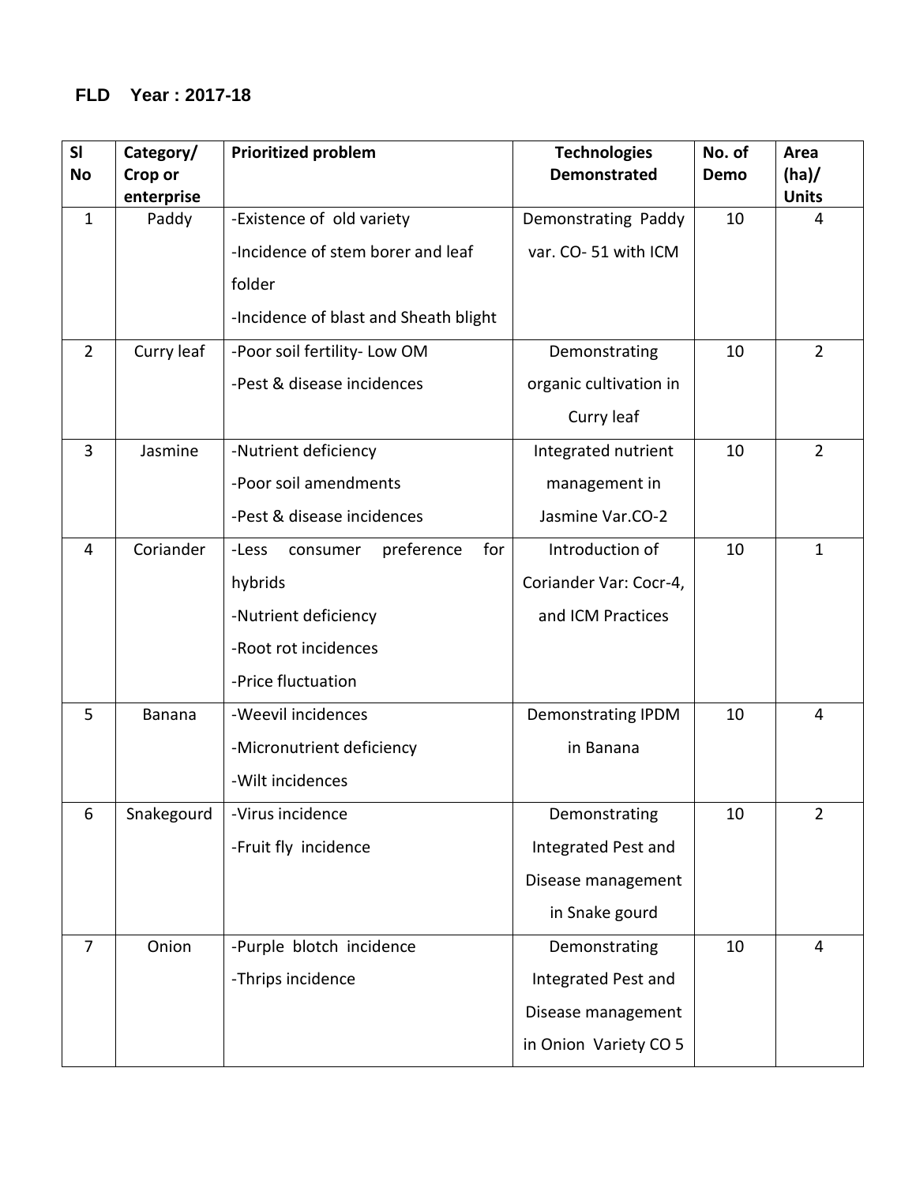**FLD Year : 2017-18**

| Sl No | Category/ Crop or enterprise | Prioritized problem | Technologies Demonstrated | No. of Demo | Area (ha)/ Units |
|---|---|---|---|---|---|
| 1 | Paddy | -Existence of old variety<br>-Incidence of stem borer and leaf folder<br>-Incidence of blast and Sheath blight | Demonstrating Paddy var. CO- 51 with ICM | 10 | 4 |
| 2 | Curry leaf | -Poor soil fertility- Low OM<br>-Pest & disease incidences | Demonstrating organic cultivation in Curry leaf | 10 | 2 |
| 3 | Jasmine | -Nutrient deficiency<br>-Poor soil amendments<br>-Pest & disease incidences | Integrated nutrient management in Jasmine Var.CO-2 | 10 | 2 |
| 4 | Coriander | -Less consumer preference for hybrids<br>-Nutrient deficiency<br>-Root rot incidences<br>-Price fluctuation | Introduction of Coriander Var: Cocr-4, and ICM Practices | 10 | 1 |
| 5 | Banana | -Weevil incidences<br>-Micronutrient deficiency<br>-Wilt incidences | Demonstrating IPDM in Banana | 10 | 4 |
| 6 | Snakegourd | -Virus incidence<br>-Fruit fly incidence | Demonstrating Integrated Pest and Disease management in Snake gourd | 10 | 2 |
| 7 | Onion | -Purple blotch incidence<br>-Thrips incidence | Demonstrating Integrated Pest and Disease management in Onion Variety CO 5 | 10 | 4 |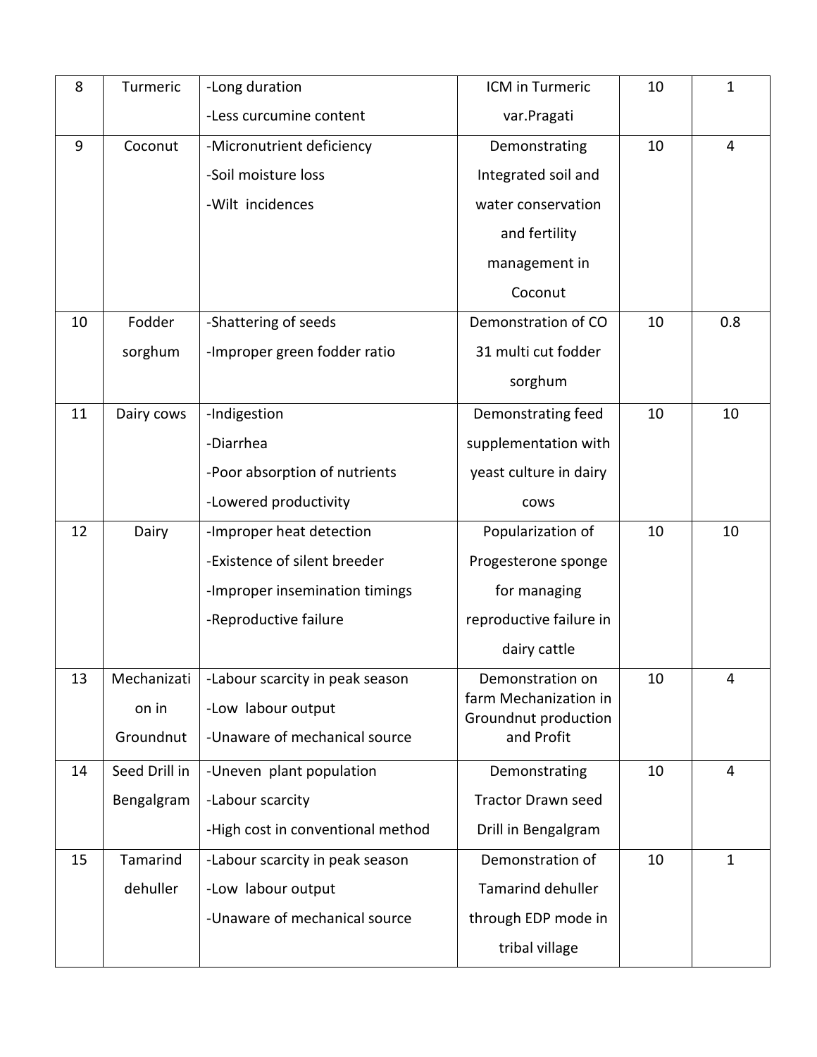| 8 | Turmeric | -Long duration<br>-Less curcumine content | ICM in Turmeric var.Pragati | 10 | 1 |
|---|---|---|---|---|---|
| 9 | Coconut | -Micronutrient deficiency<br>-Soil moisture loss<br>-Wilt incidences | Demonstrating Integrated soil and water conservation and fertility management in Coconut | 10 | 4 |
| 10 | Fodder sorghum | -Shattering of seeds<br>-Improper green fodder ratio | Demonstration of CO 31 multi cut fodder sorghum | 10 | 0.8 |
| 11 | Dairy cows | -Indigestion<br>-Diarrhea<br>-Poor absorption of nutrients<br>-Lowered productivity | Demonstrating feed supplementation with yeast culture in dairy cows | 10 | 10 |
| 12 | Dairy | -Improper heat detection<br>-Existence of silent breeder<br>-Improper insemination timings<br>-Reproductive failure | Popularization of Progesterone sponge for managing reproductive failure in dairy cattle | 10 | 10 |
| 13 | Mechanization in Groundnut | -Labour scarcity in peak season<br>-Low labour output<br>-Unaware of mechanical source | Demonstration on farm Mechanization in Groundnut production and Profit | 10 | 4 |
| 14 | Seed Drill in Bengalgram | -Uneven plant population<br>-Labour scarcity<br>-High cost in conventional method | Demonstrating Tractor Drawn seed Drill in Bengalgram | 10 | 4 |
| 15 | Tamarind dehuller | -Labour scarcity in peak season<br>-Low labour output<br>-Unaware of mechanical source | Demonstration of Tamarind dehuller through EDP mode in tribal village | 10 | 1 |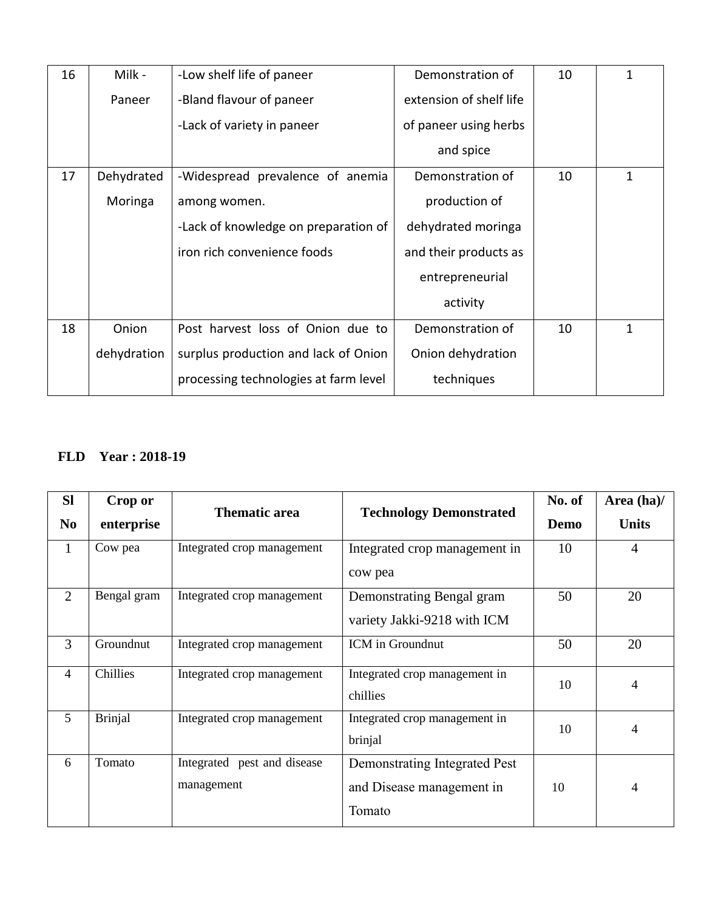| 16 | Milk - Paneer | -Low shelf life of paneer<br>-Bland flavour of paneer<br>-Lack of variety in paneer | Demonstration of extension of shelf life of paneer using herbs and spice | 10 | 1 |
|---|---|---|---|---|---|
| 17 | Dehydrated Moringa | -Widespread prevalence of anemia among women.<br>-Lack of knowledge on preparation of iron rich convenience foods | Demonstration of production of dehydrated moringa and their products as entrepreneurial activity | 10 | 1 |
| 18 | Onion dehydration | Post harvest loss of Onion due to surplus production and lack of Onion processing technologies at farm level | Demonstration of Onion dehydration techniques | 10 | 1 |

**FLD Year : 2018-19**

| Sl No | Crop or enterprise | Thematic area | Technology Demonstrated | No. of Demo | Area (ha)/ Units |
|---|---|---|---|---|---|
| 1 | Cow pea | Integrated crop management | Integrated crop management in cow pea | 10 | 4 |
| 2 | Bengal gram | Integrated crop management | Demonstrating Bengal gram variety Jakki-9218 with ICM | 50 | 20 |
| 3 | Groundnut | Integrated crop management | ICM in Groundnut | 50 | 20 |
| 4 | Chillies | Integrated crop management | Integrated crop management in chillies | 10 | 4 |
| 5 | Brinjal | Integrated crop management | Integrated crop management in brinjal | 10 | 4 |
| 6 | Tomato | Integrated pest and disease management | Demonstrating Integrated Pest and Disease management in Tomato | 10 | 4 |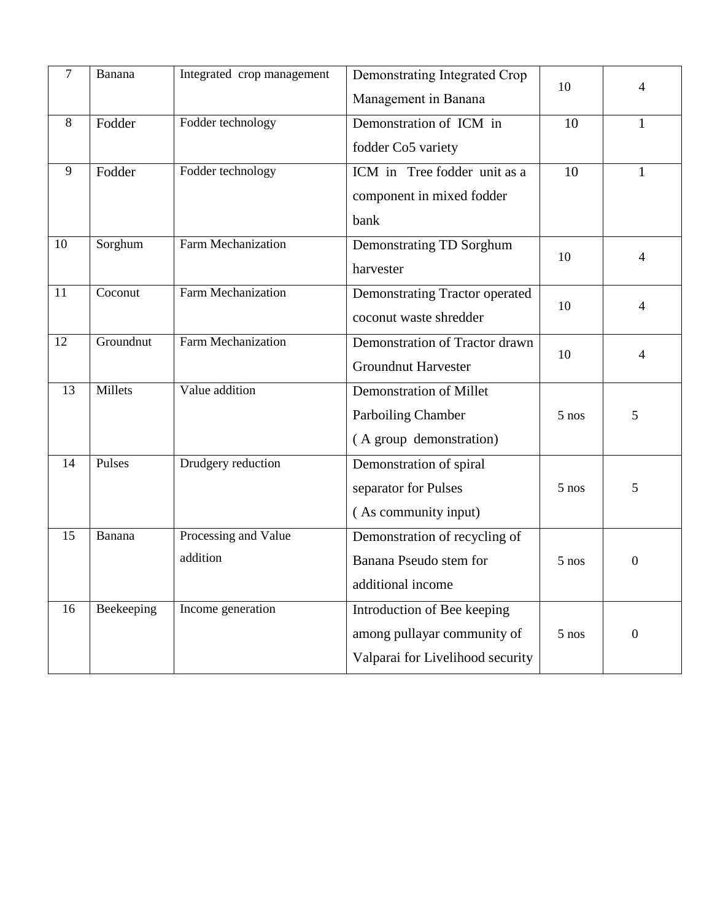| 7 | Banana | Integrated crop management | Demonstrating Integrated Crop Management in Banana | 10 | 4 |
|---|---|---|---|---|---|
| 8 | Fodder | Fodder technology | Demonstration of ICM in fodder Co5 variety | 10 | 1 |
| 9 | Fodder | Fodder technology | ICM in Tree fodder unit as a component in mixed fodder bank | 10 | 1 |
| 10 | Sorghum | Farm Mechanization | Demonstrating TD Sorghum harvester | 10 | 4 |
| 11 | Coconut | Farm Mechanization | Demonstrating Tractor operated coconut waste shredder | 10 | 4 |
| 12 | Groundnut | Farm Mechanization | Demonstration of Tractor drawn Groundnut Harvester | 10 | 4 |
| 13 | Millets | Value addition | Demonstration of Millet Parboiling Chamber ( A group demonstration) | 5 nos | 5 |
| 14 | Pulses | Drudgery reduction | Demonstration of spiral separator for Pulses ( As community input) | 5 nos | 5 |
| 15 | Banana | Processing and Value addition | Demonstration of recycling of Banana Pseudo stem for additional income | 5 nos | 0 |
| 16 | Beekeeping | Income generation | Introduction of Bee keeping among pullayar community of Valparai for Livelihood security | 5 nos | 0 |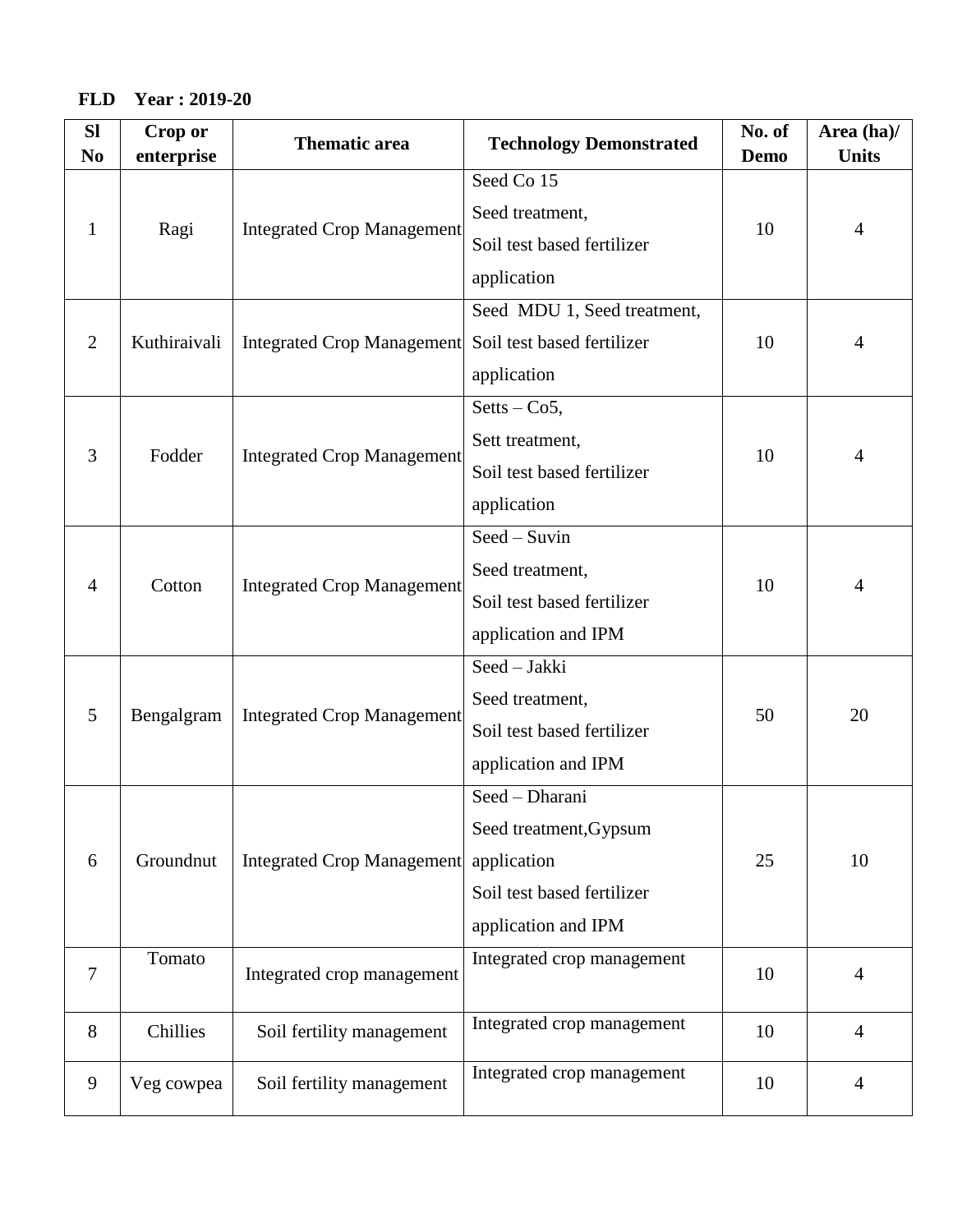**FLD Year : 2019-20**

| Sl No | Crop or enterprise | Thematic area | Technology Demonstrated | No. of Demo | Area (ha)/ Units |
|---|---|---|---|---|---|
| 1 | Ragi | Integrated Crop Management | Seed Co 15 Seed treatment, Soil test based fertilizer application | 10 | 4 |
| 2 | Kuthiraivali | Integrated Crop Management | Seed MDU 1, Seed treatment, Soil test based fertilizer application | 10 | 4 |
| 3 | Fodder | Integrated Crop Management | Setts – Co5, Sett treatment, Soil test based fertilizer application | 10 | 4 |
| 4 | Cotton | Integrated Crop Management | Seed – Suvin Seed treatment, Soil test based fertilizer application and IPM | 10 | 4 |
| 5 | Bengalgram | Integrated Crop Management | Seed – Jakki Seed treatment, Soil test based fertilizer application and IPM | 50 | 20 |
| 6 | Groundnut | Integrated Crop Management | Seed – Dharani Seed treatment,Gypsum application Soil test based fertilizer application and IPM | 25 | 10 |
| 7 | Tomato | Integrated crop management | Integrated crop management | 10 | 4 |
| 8 | Chillies | Soil fertility management | Integrated crop management | 10 | 4 |
| 9 | Veg cowpea | Soil fertility management | Integrated crop management | 10 | 4 |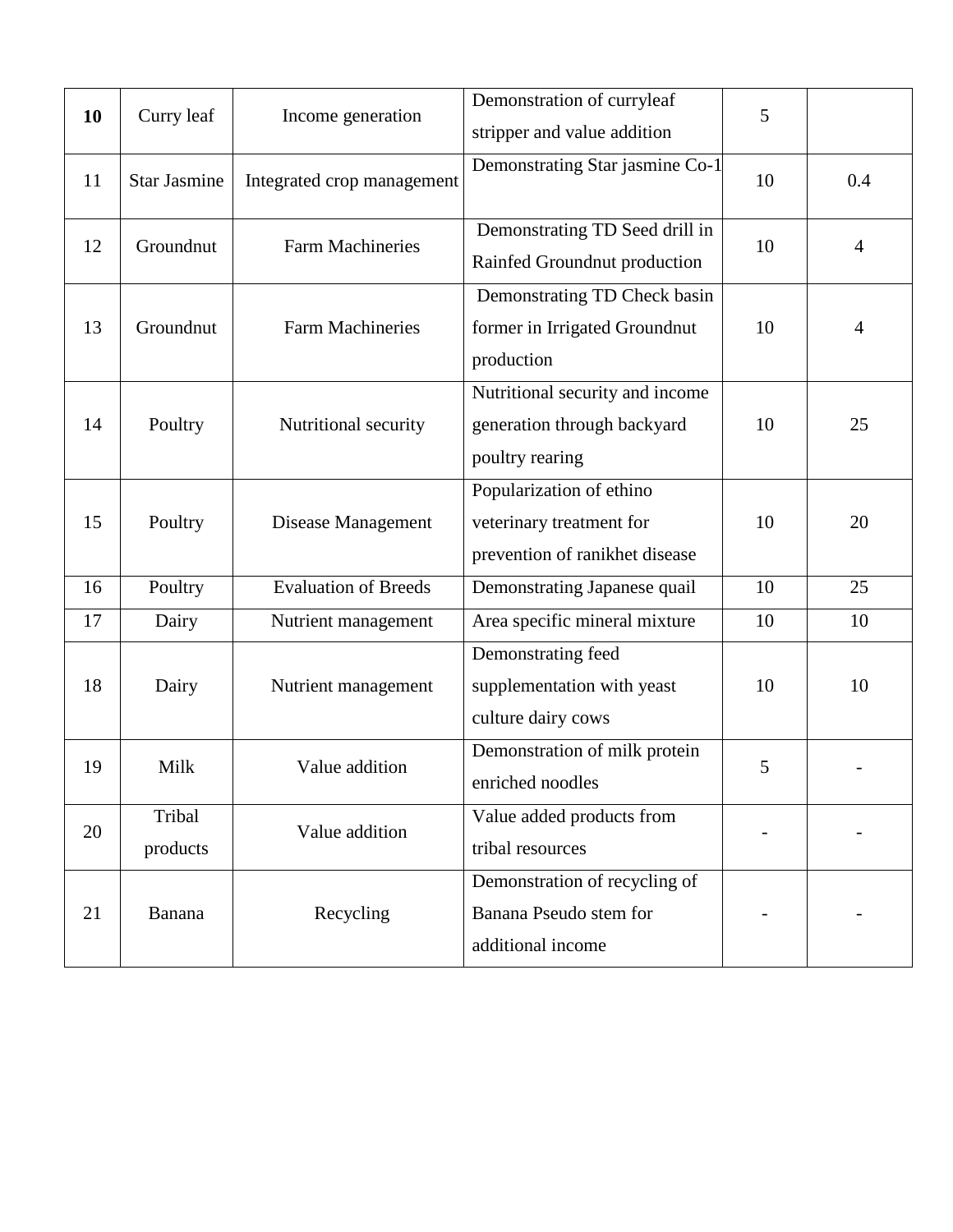| **10** | Curry leaf | Income generation | Demonstration of curryleaf stripper and value addition | 5 | |
|---|---|---|---|---|---|
| 11 | Star Jasmine | Integrated crop management | Demonstrating Star jasmine Co-1 | 10 | 0.4 |
| 12 | Groundnut | Farm Machineries | Demonstrating TD Seed drill in Rainfed Groundnut production | 10 | 4 |
| 13 | Groundnut | Farm Machineries | Demonstrating TD Check basin former in Irrigated Groundnut production | 10 | 4 |
| 14 | Poultry | Nutritional security | Nutritional security and income generation through backyard poultry rearing | 10 | 25 |
| 15 | Poultry | Disease Management | Popularization of ethino veterinary treatment for prevention of ranikhet disease | 10 | 20 |
| 16 | Poultry | Evaluation of Breeds | Demonstrating Japanese quail | 10 | 25 |
| 17 | Dairy | Nutrient management | Area specific mineral mixture | 10 | 10 |
| 18 | Dairy | Nutrient management | Demonstrating feed supplementation with yeast culture dairy cows | 10 | 10 |
| 19 | Milk | Value addition | Demonstration of milk protein enriched noodles | 5 | - |
| 20 | Tribal products | Value addition | Value added products from tribal resources | - | - |
| 21 | Banana | Recycling | Demonstration of recycling of Banana Pseudo stem for additional income | - | - |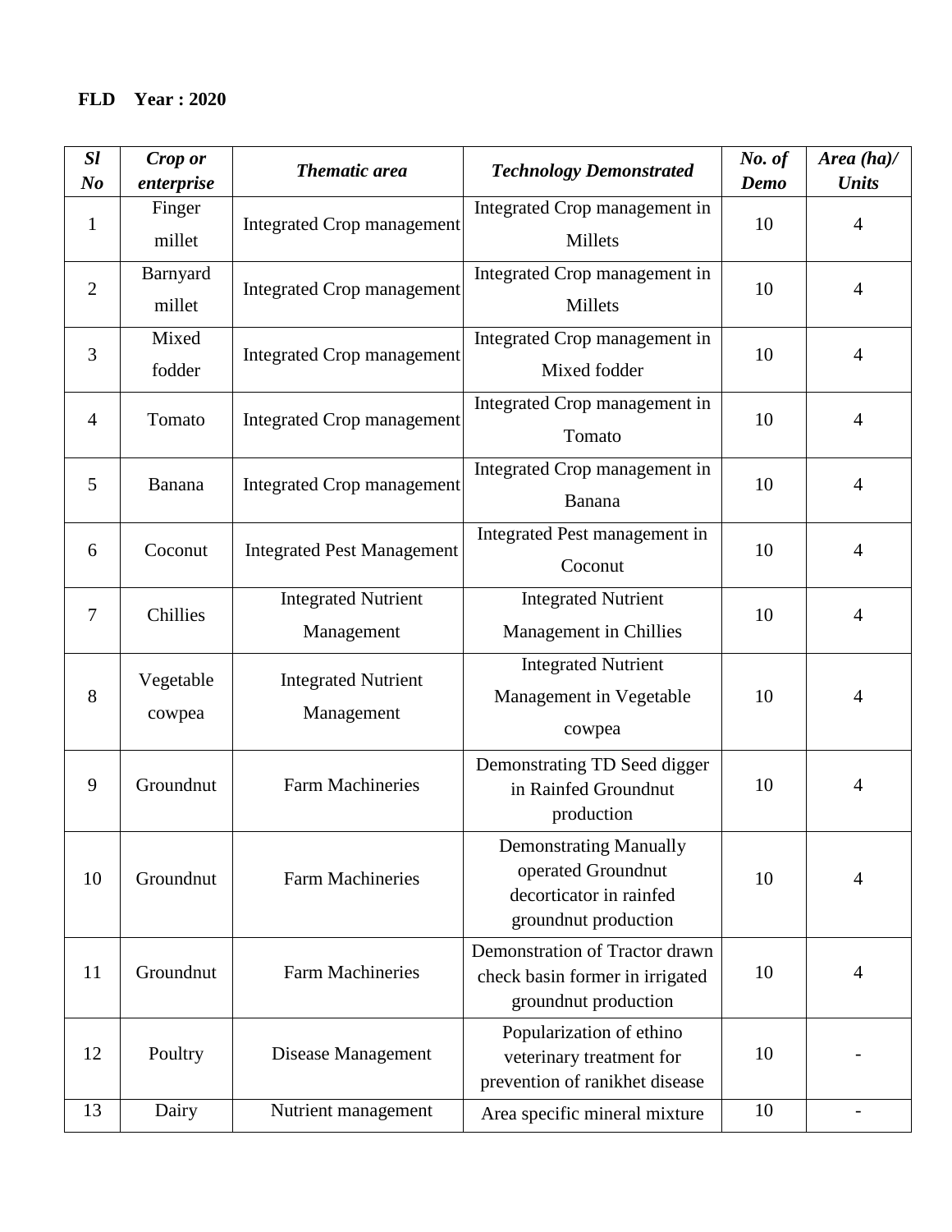**FLD Year : 2020**

| *Sl No* | *Crop or enterprise* | *Thematic area* | *Technology Demonstrated* | *No. of Demo* | *Area (ha)/ Units* |
|---|---|---|---|---|---|
| 1 | Finger millet | Integrated Crop management | Integrated Crop management in Millets | 10 | 4 |
| 2 | Barnyard millet | Integrated Crop management | Integrated Crop management in Millets | 10 | 4 |
| 3 | Mixed fodder | Integrated Crop management | Integrated Crop management in Mixed fodder | 10 | 4 |
| 4 | Tomato | Integrated Crop management | Integrated Crop management in Tomato | 10 | 4 |
| 5 | Banana | Integrated Crop management | Integrated Crop management in Banana | 10 | 4 |
| 6 | Coconut | Integrated Pest Management | Integrated Pest management in Coconut | 10 | 4 |
| 7 | Chillies | Integrated Nutrient Management | Integrated Nutrient Management in Chillies | 10 | 4 |
| 8 | Vegetable cowpea | Integrated Nutrient Management | Integrated Nutrient Management in Vegetable cowpea | 10 | 4 |
| 9 | Groundnut | Farm Machineries | Demonstrating TD Seed digger in Rainfed Groundnut production | 10 | 4 |
| 10 | Groundnut | Farm Machineries | Demonstrating Manually operated Groundnut decorticator in rainfed groundnut production | 10 | 4 |
| 11 | Groundnut | Farm Machineries | Demonstration of Tractor drawn check basin former in irrigated groundnut production | 10 | 4 |
| 12 | Poultry | Disease Management | Popularization of ethino veterinary treatment for prevention of ranikhet disease | 10 | - |
| 13 | Dairy | Nutrient management | Area specific mineral mixture | 10 | - |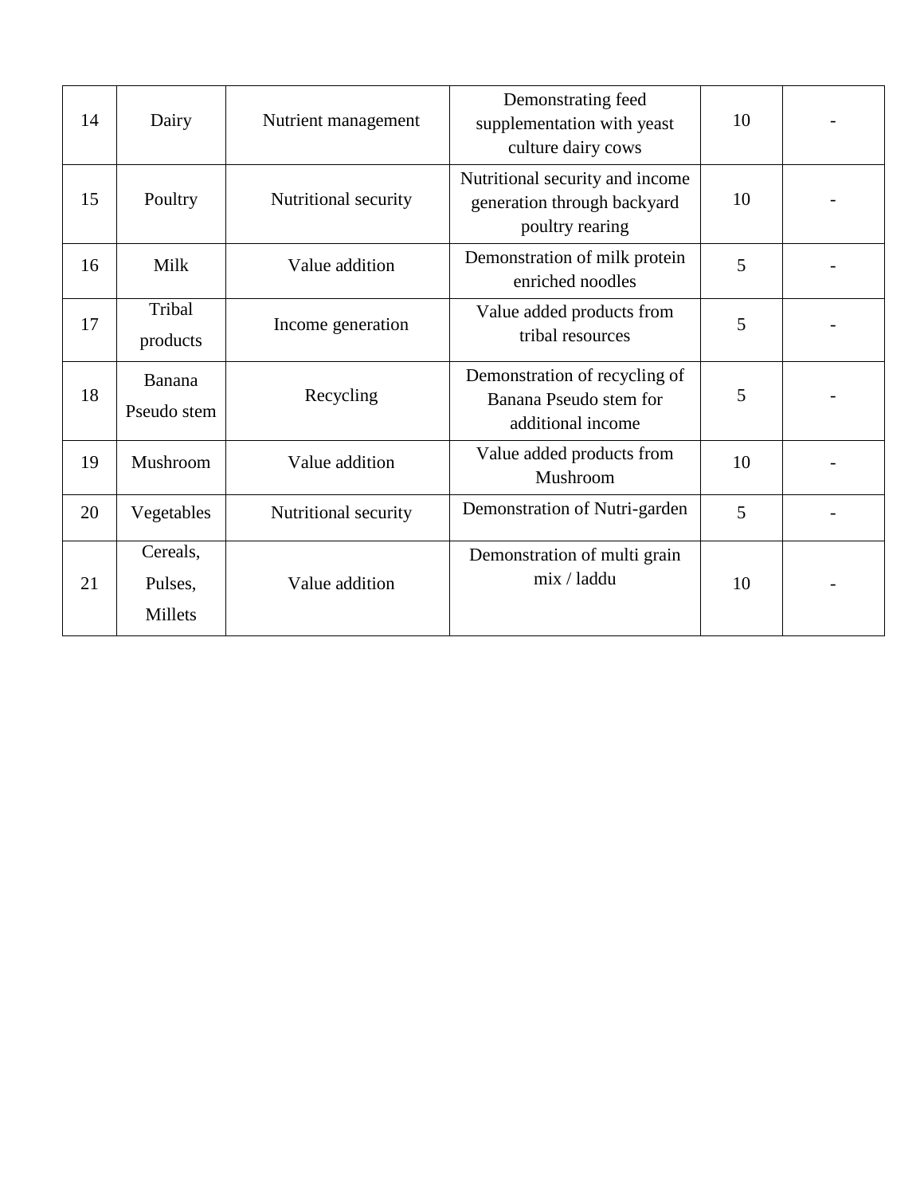| 14 | Dairy | Nutrient management | Demonstrating feed supplementation with yeast culture dairy cows | 10 | - |
|---|---|---|---|---|---|
| 15 | Poultry | Nutritional security | Nutritional security and income generation through backyard poultry rearing | 10 | - |
| 16 | Milk | Value addition | Demonstration of milk protein enriched noodles | 5 | - |
| 17 | Tribal products | Income generation | Value added products from tribal resources | 5 | - |
| 18 | Banana Pseudo stem | Recycling | Demonstration of recycling of Banana Pseudo stem for additional income | 5 | - |
| 19 | Mushroom | Value addition | Value added products from Mushroom | 10 | - |
| 20 | Vegetables | Nutritional security | Demonstration of Nutri-garden | 5 | - |
| 21 | Cereals, Pulses, Millets | Value addition | Demonstration of multi grain mix / laddu | 10 | - |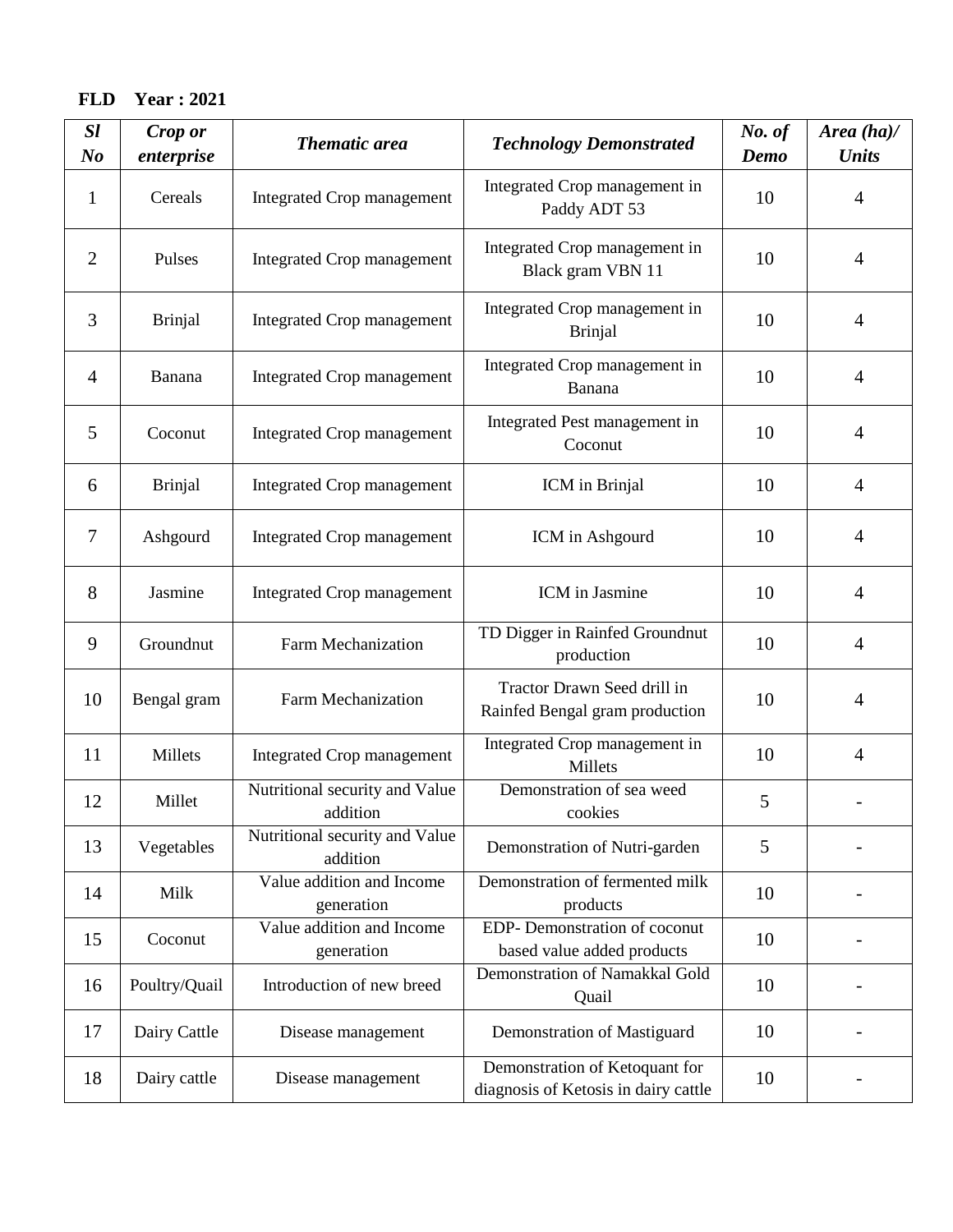**FLD Year : 2021**

| *Sl No* | *Crop or enterprise* | *Thematic area* | *Technology Demonstrated* | *No. of Demo* | *Area (ha)/ Units* |
|---|---|---|---|---|---|
| 1 | Cereals | Integrated Crop management | Integrated Crop management in Paddy ADT 53 | 10 | 4 |
| 2 | Pulses | Integrated Crop management | Integrated Crop management in Black gram VBN 11 | 10 | 4 |
| 3 | Brinjal | Integrated Crop management | Integrated Crop management in Brinjal | 10 | 4 |
| 4 | Banana | Integrated Crop management | Integrated Crop management in Banana | 10 | 4 |
| 5 | Coconut | Integrated Crop management | Integrated Pest management in Coconut | 10 | 4 |
| 6 | Brinjal | Integrated Crop management | ICM in Brinjal | 10 | 4 |
| 7 | Ashgourd | Integrated Crop management | ICM in Ashgourd | 10 | 4 |
| 8 | Jasmine | Integrated Crop management | ICM in Jasmine | 10 | 4 |
| 9 | Groundnut | Farm Mechanization | TD Digger in Rainfed Groundnut production | 10 | 4 |
| 10 | Bengal gram | Farm Mechanization | Tractor Drawn Seed drill in Rainfed Bengal gram production | 10 | 4 |
| 11 | Millets | Integrated Crop management | Integrated Crop management in Millets | 10 | 4 |
| 12 | Millet | Nutritional security and Value addition | Demonstration of sea weed cookies | 5 | - |
| 13 | Vegetables | Nutritional security and Value addition | Demonstration of Nutri-garden | 5 | - |
| 14 | Milk | Value addition and Income generation | Demonstration of fermented milk products | 10 | - |
| 15 | Coconut | Value addition and Income generation | EDP- Demonstration of coconut based value added products | 10 | - |
| 16 | Poultry/Quail | Introduction of new breed | Demonstration of Namakkal Gold Quail | 10 | - |
| 17 | Dairy Cattle | Disease management | Demonstration of Mastiguard | 10 | - |
| 18 | Dairy cattle | Disease management | Demonstration of Ketoquant for diagnosis of Ketosis in dairy cattle | 10 | - |